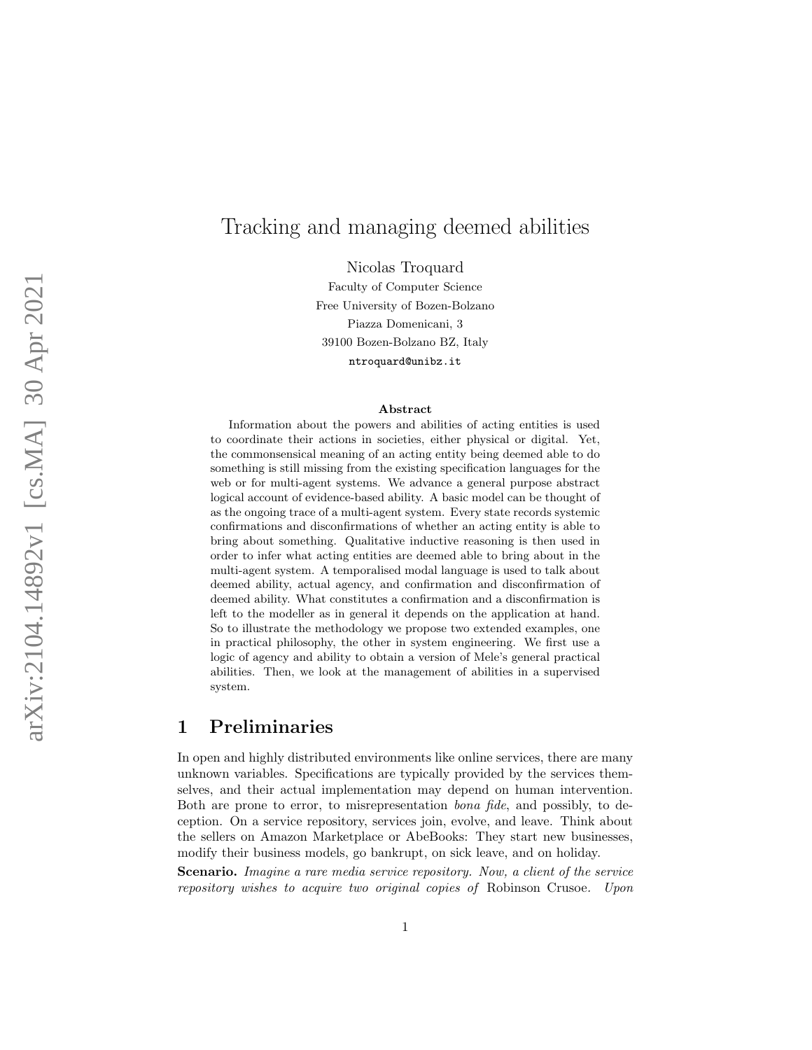# Tracking and managing deemed abilities

Nicolas Troquard

Faculty of Computer Science
Free University of Bozen-Bolzano
Piazza Domenicani, 3
39100 Bozen-Bolzano BZ, Italy
ntroquard@unibz.it

### Abstract

Information about the powers and abilities of acting entities is used to coordinate their actions in societies, either physical or digital. Yet, the commonsensical meaning of an acting entity being deemed able to do something is still missing from the existing specification languages for the web or for multi-agent systems. We advance a general purpose abstract logical account of evidence-based ability. A basic model can be thought of as the ongoing trace of a multi-agent system. Every state records systemic confirmations and disconfirmations of whether an acting entity is able to bring about something. Qualitative inductive reasoning is then used in order to infer what acting entities are deemed able to bring about in the multi-agent system. A temporalised modal language is used to talk about deemed ability, actual agency, and confirmation and disconfirmation of deemed ability. What constitutes a confirmation and a disconfirmation is left to the modeller as in general it depends on the application at hand. So to illustrate the methodology we propose two extended examples, one in practical philosophy, the other in system engineering. We first use a logic of agency and ability to obtain a version of Mele's general practical abilities. Then, we look at the management of abilities in a supervised system.

## 1 Preliminaries

In open and highly distributed environments like online services, there are many unknown variables. Specifications are typically provided by the services themselves, and their actual implementation may depend on human intervention. Both are prone to error, to misrepresentation *bona fide*, and possibly, to deception. On a service repository, services join, evolve, and leave. Think about the sellers on Amazon Marketplace or AbeBooks: They start new businesses, modify their business models, go bankrupt, on sick leave, and on holiday.

**Scenario.** *Imagine a rare media service repository. Now, a client of the service repository wishes to acquire two original copies of* Robinson Crusoe. *Upon*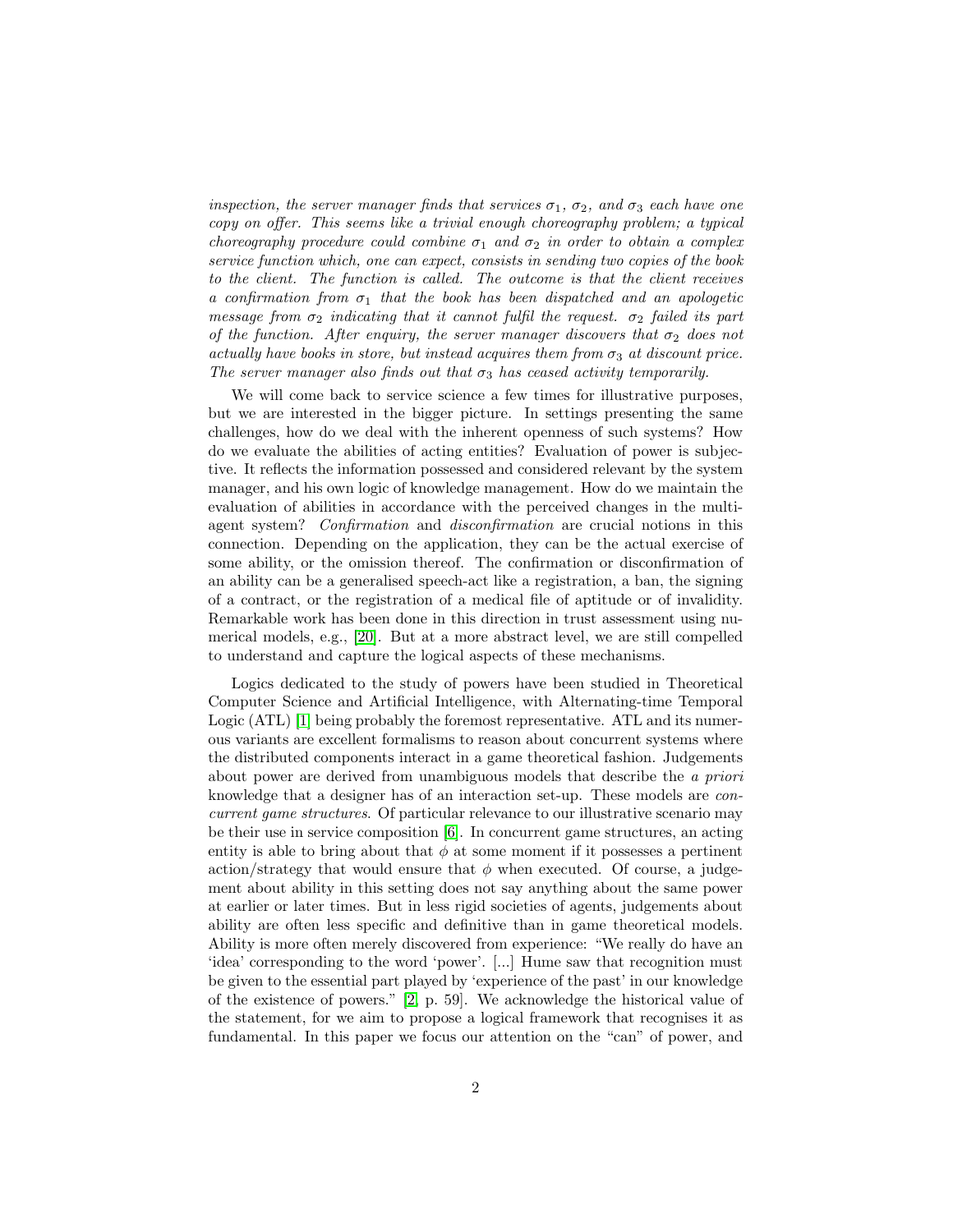*inspection, the server manager finds that services $\sigma_1$, $\sigma_2$, and $\sigma_3$ each have one copy on offer. This seems like a trivial enough choreography problem; a typical choreography procedure could combine $\sigma_1$ and $\sigma_2$ in order to obtain a complex service function which, one can expect, consists in sending two copies of the book to the client. The function is called. The outcome is that the client receives a confirmation from $\sigma_1$ that the book has been dispatched and an apologetic message from $\sigma_2$ indicating that it cannot fulfil the request. $\sigma_2$ failed its part of the function. After enquiry, the server manager discovers that $\sigma_2$ does not actually have books in store, but instead acquires them from $\sigma_3$ at discount price. The server manager also finds out that $\sigma_3$ has ceased activity temporarily.*

We will come back to service science a few times for illustrative purposes, but we are interested in the bigger picture. In settings presenting the same challenges, how do we deal with the inherent openness of such systems? How do we evaluate the abilities of acting entities? Evaluation of power is subjective. It reflects the information possessed and considered relevant by the system manager, and his own logic of knowledge management. How do we maintain the evaluation of abilities in accordance with the perceived changes in the multi-agent system? *Confirmation* and *disconfirmation* are crucial notions in this connection. Depending on the application, they can be the actual exercise of some ability, or the omission thereof. The confirmation or disconfirmation of an ability can be a generalised speech-act like a registration, a ban, the signing of a contract, or the registration of a medical file of aptitude or of invalidity. Remarkable work has been done in this direction in trust assessment using numerical models, e.g., [20]. But at a more abstract level, we are still compelled to understand and capture the logical aspects of these mechanisms.

Logics dedicated to the study of powers have been studied in Theoretical Computer Science and Artificial Intelligence, with Alternating-time Temporal Logic (ATL) [1] being probably the foremost representative. ATL and its numerous variants are excellent formalisms to reason about concurrent systems where the distributed components interact in a game theoretical fashion. Judgements about power are derived from unambiguous models that describe the *a priori* knowledge that a designer has of an interaction set-up. These models are *concurrent game structures*. Of particular relevance to our illustrative scenario may be their use in service composition [6]. In concurrent game structures, an acting entity is able to bring about that $\phi$ at some moment if it possesses a pertinent action/strategy that would ensure that $\phi$ when executed. Of course, a judgement about ability in this setting does not say anything about the same power at earlier or later times. But in less rigid societies of agents, judgements about ability are often less specific and definitive than in game theoretical models. Ability is more often merely discovered from experience: "We really do have an 'idea' corresponding to the word 'power'. [...] Hume saw that recognition must be given to the essential part played by 'experience of the past' in our knowledge of the existence of powers." [2, p. 59]. We acknowledge the historical value of the statement, for we aim to propose a logical framework that recognises it as fundamental. In this paper we focus our attention on the "can" of power, and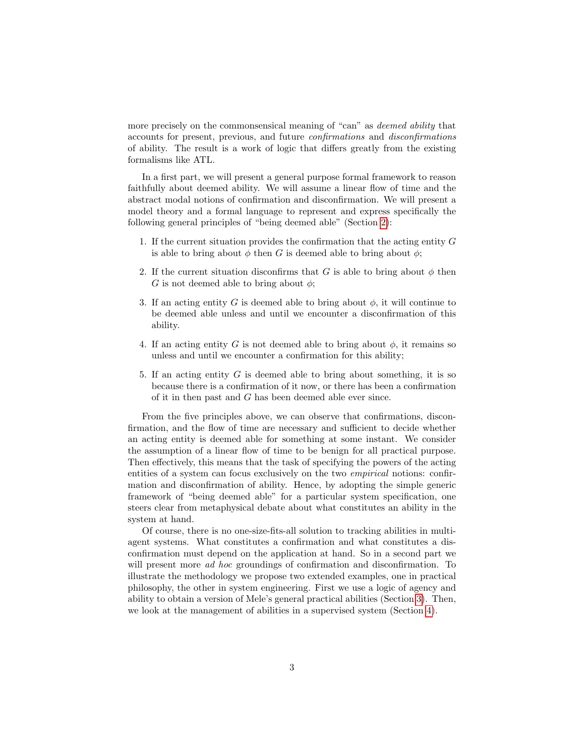more precisely on the commonsensical meaning of "can" as *deemed ability* that accounts for present, previous, and future *confirmations* and *disconfirmations* of ability. The result is a work of logic that differs greatly from the existing formalisms like ATL.

In a first part, we will present a general purpose formal framework to reason faithfully about deemed ability. We will assume a linear flow of time and the abstract modal notions of confirmation and disconfirmation. We will present a model theory and a formal language to represent and express specifically the following general principles of "being deemed able" (Section 2):

1. If the current situation provides the confirmation that the acting entity $G$ is able to bring about $\phi$ then $G$ is deemed able to bring about $\phi$;
2. If the current situation disconfirms that $G$ is able to bring about $\phi$ then $G$ is not deemed able to bring about $\phi$;
3. If an acting entity $G$ is deemed able to bring about $\phi$, it will continue to be deemed able unless and until we encounter a disconfirmation of this ability.
4. If an acting entity $G$ is not deemed able to bring about $\phi$, it remains so unless and until we encounter a confirmation for this ability;
5. If an acting entity $G$ is deemed able to bring about something, it is so because there is a confirmation of it now, or there has been a confirmation of it in then past and $G$ has been deemed able ever since.

From the five principles above, we can observe that confirmations, disconfirmation, and the flow of time are necessary and sufficient to decide whether an acting entity is deemed able for something at some instant. We consider the assumption of a linear flow of time to be benign for all practical purpose. Then effectively, this means that the task of specifying the powers of the acting entities of a system can focus exclusively on the two *empirical* notions: confirmation and disconfirmation of ability. Hence, by adopting the simple generic framework of "being deemed able" for a particular system specification, one steers clear from metaphysical debate about what constitutes an ability in the system at hand.

Of course, there is no one-size-fits-all solution to tracking abilities in multi-agent systems. What constitutes a confirmation and what constitutes a disconfirmation must depend on the application at hand. So in a second part we will present more *ad hoc* groundings of confirmation and disconfirmation. To illustrate the methodology we propose two extended examples, one in practical philosophy, the other in system engineering. First we use a logic of agency and ability to obtain a version of Mele's general practical abilities (Section 3). Then, we look at the management of abilities in a supervised system (Section 4).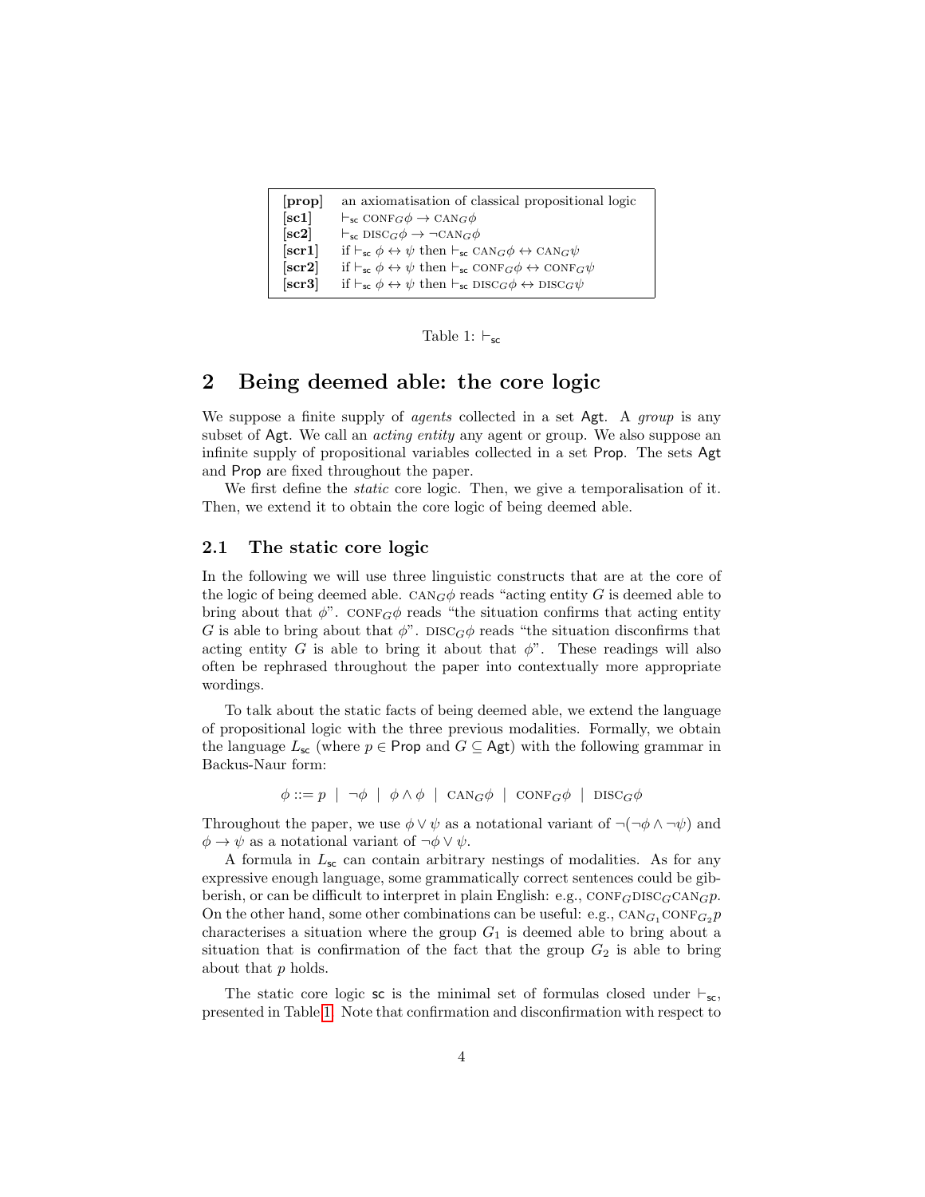| | |
|---|---|
| **[prop]** | an axiomatisation of classical propositional logic |
| **[sc1]** | $\vdash_{\mathsf{sc}} \text{CONF}_G\phi \rightarrow \text{CAN}_G\phi$ |
| **[sc2]** | $\vdash_{\mathsf{sc}} \text{DISC}_G\phi \rightarrow \neg\text{CAN}_G\phi$ |
| **[scr1]** | if $\vdash_{\mathsf{sc}} \phi \leftrightarrow \psi$ then $\vdash_{\mathsf{sc}} \text{CAN}_G\phi \leftrightarrow \text{CAN}_G\psi$ |
| **[scr2]** | if $\vdash_{\mathsf{sc}} \phi \leftrightarrow \psi$ then $\vdash_{\mathsf{sc}} \text{CONF}_G\phi \leftrightarrow \text{CONF}_G\psi$ |
| **[scr3]** | if $\vdash_{\mathsf{sc}} \phi \leftrightarrow \psi$ then $\vdash_{\mathsf{sc}} \text{DISC}_G\phi \leftrightarrow \text{DISC}_G\psi$ |

Table 1: $\vdash_{\mathsf{sc}}$

## 2 Being deemed able: the core logic

We suppose a finite supply of *agents* collected in a set Agt. A *group* is any subset of Agt. We call an *acting entity* any agent or group. We also suppose an infinite supply of propositional variables collected in a set Prop. The sets Agt and Prop are fixed throughout the paper.

We first define the *static* core logic. Then, we give a temporalisation of it. Then, we extend it to obtain the core logic of being deemed able.

### 2.1 The static core logic

In the following we will use three linguistic constructs that are at the core of the logic of being deemed able. $\text{CAN}_G\phi$ reads "acting entity $G$ is deemed able to bring about that $\phi$". $\text{CONF}_G\phi$ reads "the situation confirms that acting entity $G$ is able to bring about that $\phi$". $\text{DISC}_G\phi$ reads "the situation disconfirms that acting entity $G$ is able to bring it about that $\phi$". These readings will also often be rephrased throughout the paper into contextually more appropriate wordings.

To talk about the static facts of being deemed able, we extend the language of propositional logic with the three previous modalities. Formally, we obtain the language $L_{\mathsf{sc}}$ (where $p \in \mathsf{Prop}$ and $G \subseteq \mathsf{Agt}$) with the following grammar in Backus-Naur form:

$$\phi ::= p \mid \neg\phi \mid \phi \wedge \phi \mid \text{CAN}_G\phi \mid \text{CONF}_G\phi \mid \text{DISC}_G\phi$$

Throughout the paper, we use $\phi \vee \psi$ as a notational variant of $\neg(\neg\phi \wedge \neg\psi)$ and $\phi \rightarrow \psi$ as a notational variant of $\neg\phi \vee \psi$.

A formula in $L_{\mathsf{sc}}$ can contain arbitrary nestings of modalities. As for any expressive enough language, some grammatically correct sentences could be gibberish, or can be difficult to interpret in plain English: e.g., $\text{CONF}_G\text{DISC}_G\text{CAN}_G p$. On the other hand, some other combinations can be useful: e.g., $\text{CAN}_{G_1}\text{CONF}_{G_2}p$ characterises a situation where the group $G_1$ is deemed able to bring about a situation that is confirmation of the fact that the group $G_2$ is able to bring about that $p$ holds.

The static core logic $\mathsf{sc}$ is the minimal set of formulas closed under $\vdash_{\mathsf{sc}}$, presented in Table 1. Note that confirmation and disconfirmation with respect to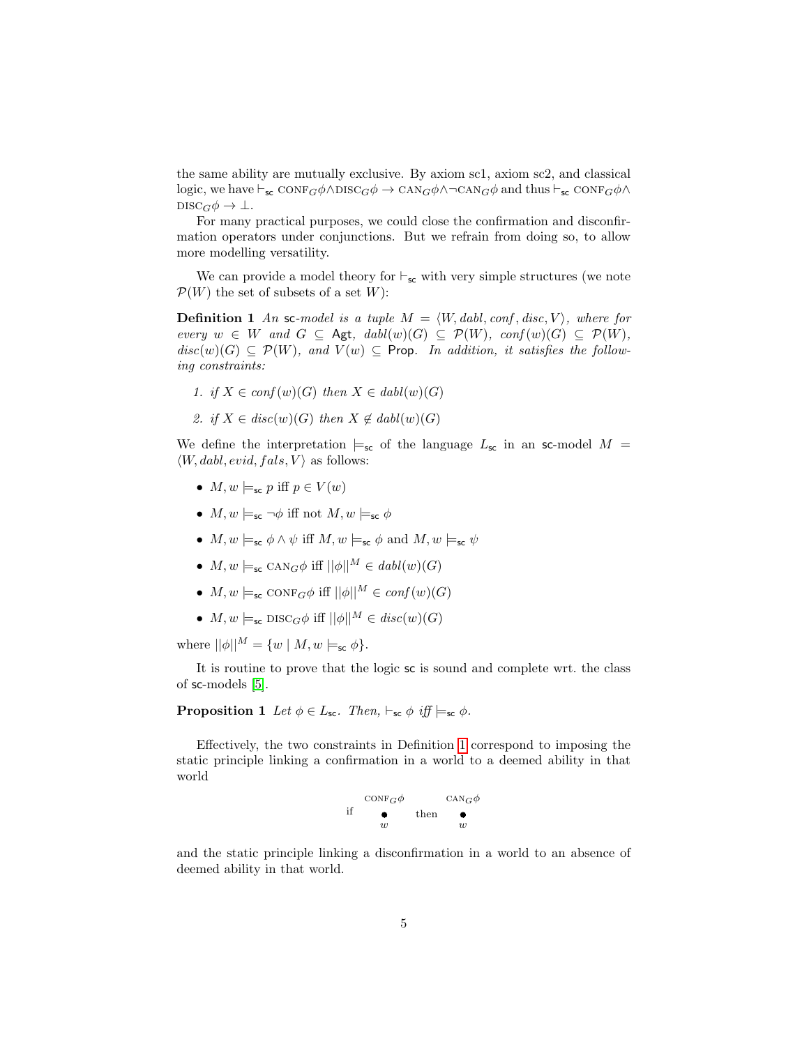the same ability are mutually exclusive. By axiom sc1, axiom sc2, and classical logic, we have $\vdash_{\mathsf{sc}} \text{CONF}_G\phi \wedge \text{DISC}_G\phi \rightarrow \text{CAN}_G\phi \wedge \neg\text{CAN}_G\phi$ and thus $\vdash_{\mathsf{sc}} \text{CONF}_G\phi \wedge \text{DISC}_G\phi \rightarrow \bot$.

For many practical purposes, we could close the confirmation and disconfirmation operators under conjunctions. But we refrain from doing so, to allow more modelling versatility.

We can provide a model theory for $\vdash_{\mathsf{sc}}$ with very simple structures (we note $\mathcal{P}(W)$ the set of subsets of a set $W$):

**Definition 1** *An* sc*-model is a tuple* $M = \langle W, \mathit{dabl}, \mathit{conf}, \mathit{disc}, V\rangle$*, where for every* $w \in W$ *and* $G \subseteq \mathsf{Agt}$*,* $\mathit{dabl}(w)(G) \subseteq \mathcal{P}(W)$*,* $\mathit{conf}(w)(G) \subseteq \mathcal{P}(W)$*,* $\mathit{disc}(w)(G) \subseteq \mathcal{P}(W)$*, and* $V(w) \subseteq \mathsf{Prop}$*. In addition, it satisfies the following constraints:*

1. *if* $X \in \mathit{conf}(w)(G)$ *then* $X \in \mathit{dabl}(w)(G)$
2. *if* $X \in \mathit{disc}(w)(G)$ *then* $X \notin \mathit{dabl}(w)(G)$

We define the interpretation $\models_{\mathsf{sc}}$ of the language $L_{\mathsf{sc}}$ in an sc-model $M = \langle W, \mathit{dabl}, \mathit{evid}, \mathit{fals}, V\rangle$ as follows:

- $M, w \models_{\mathsf{sc}} p$ iff $p \in V(w)$
- $M, w \models_{\mathsf{sc}} \neg\phi$ iff not $M, w \models_{\mathsf{sc}} \phi$
- $M, w \models_{\mathsf{sc}} \phi \wedge \psi$ iff $M, w \models_{\mathsf{sc}} \phi$ and $M, w \models_{\mathsf{sc}} \psi$
- $M, w \models_{\mathsf{sc}} \text{CAN}_G\phi$ iff $||\phi||^M \in \mathit{dabl}(w)(G)$
- $M, w \models_{\mathsf{sc}} \text{CONF}_G\phi$ iff $||\phi||^M \in \mathit{conf}(w)(G)$
- $M, w \models_{\mathsf{sc}} \text{DISC}_G\phi$ iff $||\phi||^M \in \mathit{disc}(w)(G)$

where $||\phi||^M = \{w \mid M, w \models_{\mathsf{sc}} \phi\}$.

It is routine to prove that the logic sc is sound and complete wrt. the class of sc-models [5].

**Proposition 1** *Let* $\phi \in L_{\mathsf{sc}}$*. Then,* $\vdash_{\mathsf{sc}} \phi$ *iff* $\models_{\mathsf{sc}} \phi$*.*

Effectively, the two constraints in Definition 1 correspond to imposing the static principle linking a confirmation in a world to a deemed ability in that world

$$\text{if} \quad \underset{w}{\overset{\text{CONF}_G\phi}{\bullet}} \quad \text{then} \quad \underset{w}{\overset{\text{CAN}_G\phi}{\bullet}}$$

and the static principle linking a disconfirmation in a world to an absence of deemed ability in that world.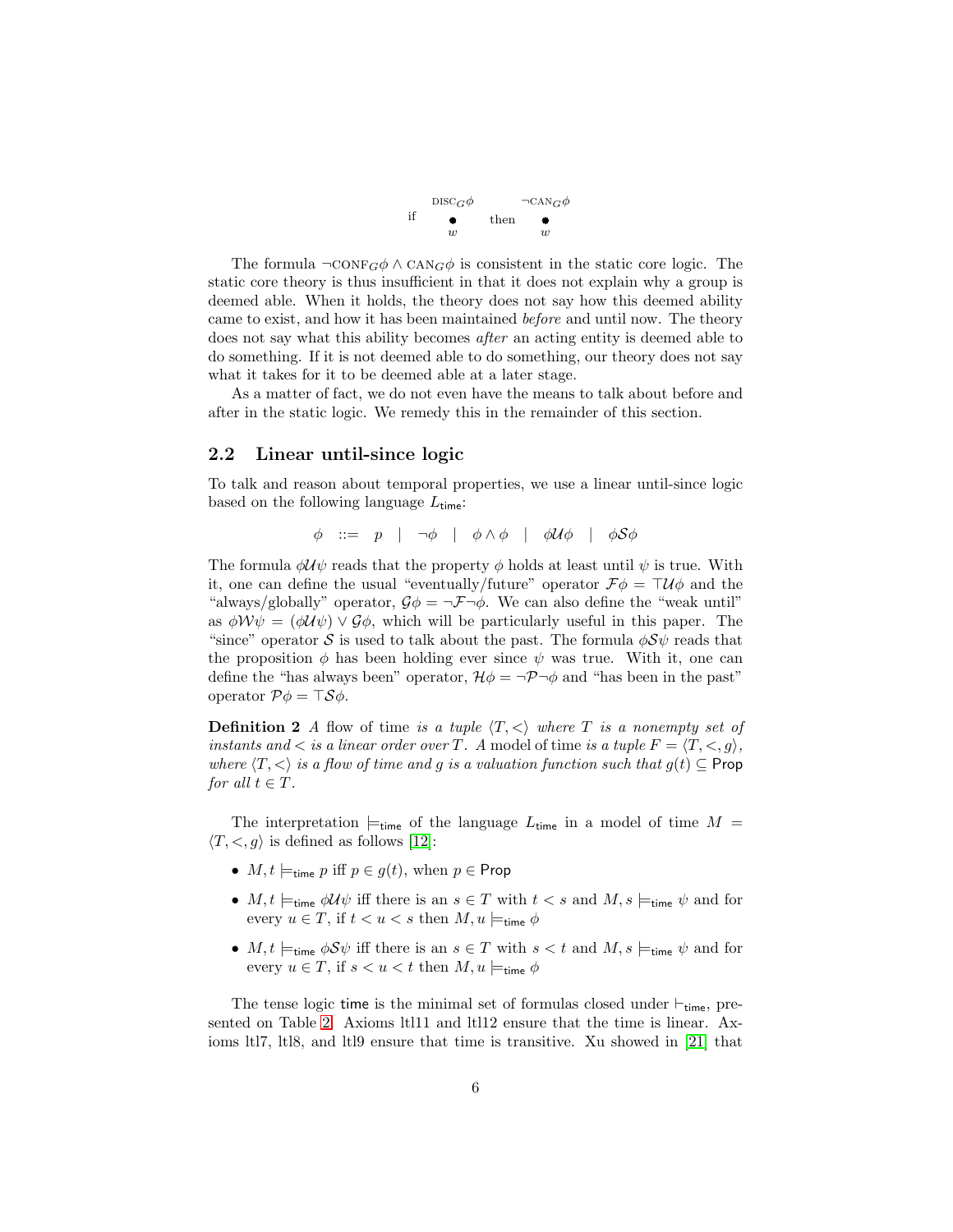if $\overset{\text{DISC}_G\phi}{\underset{w}{\bullet}}$ then $\overset{\neg\text{CAN}_G\phi}{\underset{w}{\bullet}}$

The formula $\neg\text{CONF}_G\phi \wedge \text{CAN}_G\phi$ is consistent in the static core logic. The static core theory is thus insufficient in that it does not explain why a group is deemed able. When it holds, the theory does not say how this deemed ability came to exist, and how it has been maintained *before* and until now. The theory does not say what this ability becomes *after* an acting entity is deemed able to do something. If it is not deemed able to do something, our theory does not say what it takes for it to be deemed able at a later stage.

As a matter of fact, we do not even have the means to talk about before and after in the static logic. We remedy this in the remainder of this section.

## 2.2 Linear until-since logic

To talk and reason about temporal properties, we use a linear until-since logic based on the following language $L_{\mathsf{time}}$:

$$\phi \ ::= \ p \ \mid \ \neg\phi \ \mid \ \phi \wedge \phi \ \mid \ \phi\mathcal{U}\phi \ \mid \ \phi\mathcal{S}\phi$$

The formula $\phi\mathcal{U}\psi$ reads that the property $\phi$ holds at least until $\psi$ is true. With it, one can define the usual "eventually/future" operator $\mathcal{F}\phi = \top\mathcal{U}\phi$ and the "always/globally" operator, $\mathcal{G}\phi = \neg\mathcal{F}\neg\phi$. We can also define the "weak until" as $\phi\mathcal{W}\psi = (\phi\mathcal{U}\psi) \vee \mathcal{G}\phi$, which will be particularly useful in this paper. The "since" operator $\mathcal{S}$ is used to talk about the past. The formula $\phi\mathcal{S}\psi$ reads that the proposition $\phi$ has been holding ever since $\psi$ was true. With it, one can define the "has always been" operator, $\mathcal{H}\phi = \neg\mathcal{P}\neg\phi$ and "has been in the past" operator $\mathcal{P}\phi = \top\mathcal{S}\phi$.

**Definition 2** *A* flow of time *is a tuple $\langle T, < \rangle$ where $T$ is a nonempty set of instants and $<$ is a linear order over $T$. A* model of time *is a tuple $F = \langle T, <, g \rangle$, where $\langle T, < \rangle$ is a flow of time and $g$ is a valuation function such that $g(t) \subseteq \mathsf{Prop}$ for all $t \in T$.*

The interpretation $\models_{\mathsf{time}}$ of the language $L_{\mathsf{time}}$ in a model of time $M = \langle T, <, g \rangle$ is defined as follows [12]:

- $M, t \models_{\mathsf{time}} p$ iff $p \in g(t)$, when $p \in \mathsf{Prop}$
- $M, t \models_{\mathsf{time}} \phi\mathcal{U}\psi$ iff there is an $s \in T$ with $t < s$ and $M, s \models_{\mathsf{time}} \psi$ and for every $u \in T$, if $t < u < s$ then $M, u \models_{\mathsf{time}} \phi$
- $M, t \models_{\mathsf{time}} \phi\mathcal{S}\psi$ iff there is an $s \in T$ with $s < t$ and $M, s \models_{\mathsf{time}} \psi$ and for every $u \in T$, if $s < u < t$ then $M, u \models_{\mathsf{time}} \phi$

The tense logic $\mathsf{time}$ is the minimal set of formulas closed under $\vdash_{\mathsf{time}}$, presented on Table 2. Axioms ltl11 and ltl12 ensure that the time is linear. Axioms ltl7, ltl8, and ltl9 ensure that time is transitive. Xu showed in [21] that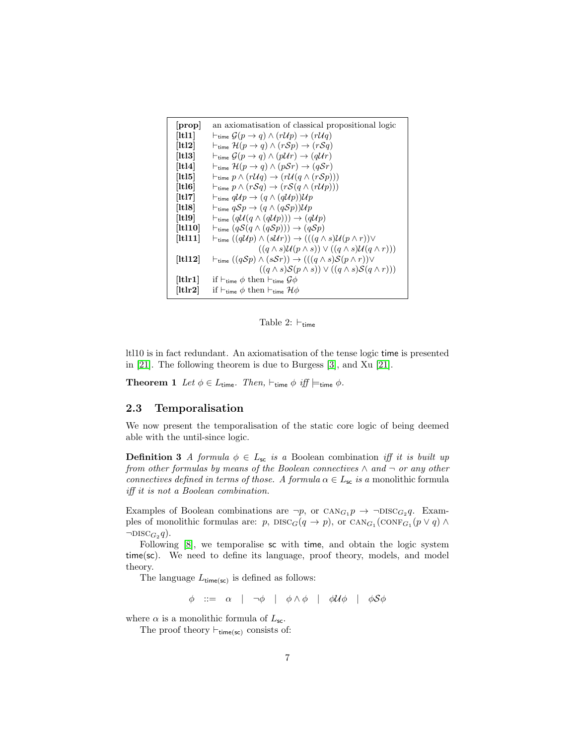| | |
|---|---|
| **[prop]** | an axiomatisation of classical propositional logic |
| **[ltl1]** | $\vdash_{\mathsf{time}} \mathcal{G}(p \to q) \wedge (r\mathcal{U}p) \to (r\mathcal{U}q)$ |
| **[ltl2]** | $\vdash_{\mathsf{time}} \mathcal{H}(p \to q) \wedge (r\mathcal{S}p) \to (r\mathcal{S}q)$ |
| **[ltl3]** | $\vdash_{\mathsf{time}} \mathcal{G}(p \to q) \wedge (p\mathcal{U}r) \to (q\mathcal{U}r)$ |
| **[ltl4]** | $\vdash_{\mathsf{time}} \mathcal{H}(p \to q) \wedge (p\mathcal{S}r) \to (q\mathcal{S}r)$ |
| **[ltl5]** | $\vdash_{\mathsf{time}} p \wedge (r\mathcal{U}q) \to (r\mathcal{U}(q \wedge (r\mathcal{S}p)))$ |
| **[ltl6]** | $\vdash_{\mathsf{time}} p \wedge (r\mathcal{S}q) \to (r\mathcal{S}(q \wedge (r\mathcal{U}p)))$ |
| **[ltl7]** | $\vdash_{\mathsf{time}} q\mathcal{U}p \to (q \wedge (q\mathcal{U}p))\mathcal{U}p$ |
| **[ltl8]** | $\vdash_{\mathsf{time}} q\mathcal{S}p \to (q \wedge (q\mathcal{S}p))\mathcal{U}p$ |
| **[ltl9]** | $\vdash_{\mathsf{time}} (q\mathcal{U}(q \wedge (q\mathcal{U}p))) \to (q\mathcal{U}p)$ |
| **[ltl10]** | $\vdash_{\mathsf{time}} (q\mathcal{S}(q \wedge (q\mathcal{S}p))) \to (q\mathcal{S}p)$ |
| **[ltl11]** | $\vdash_{\mathsf{time}} ((q\mathcal{U}p) \wedge (s\mathcal{U}r)) \to (((q \wedge s)\mathcal{U}(p \wedge r)) \vee ((q \wedge s)\mathcal{U}(p \wedge s)) \vee ((q \wedge s)\mathcal{U}(q \wedge r)))$ |
| **[ltl12]** | $\vdash_{\mathsf{time}} ((q\mathcal{S}p) \wedge (s\mathcal{S}r)) \to (((q \wedge s)\mathcal{S}(p \wedge r)) \vee ((q \wedge s)\mathcal{S}(p \wedge s)) \vee ((q \wedge s)\mathcal{S}(q \wedge r)))$ |
| **[ltlr1]** | if $\vdash_{\mathsf{time}} \phi$ then $\vdash_{\mathsf{time}} \mathcal{G}\phi$ |
| **[ltlr2]** | if $\vdash_{\mathsf{time}} \phi$ then $\vdash_{\mathsf{time}} \mathcal{H}\phi$ |

Table 2: $\vdash_{\mathsf{time}}$

ltl10 is in fact redundant. An axiomatisation of the tense logic time is presented in [21]. The following theorem is due to Burgess [3], and Xu [21].

**Theorem 1** *Let $\phi \in L_{\mathsf{time}}$. Then, $\vdash_{\mathsf{time}} \phi$ iff $\models_{\mathsf{time}} \phi$.*

## 2.3 Temporalisation

We now present the temporalisation of the static core logic of being deemed able with the until-since logic.

**Definition 3** *A formula $\phi \in L_{\mathsf{sc}}$ is a* Boolean combination *iff it is built up from other formulas by means of the Boolean connectives $\wedge$ and $\neg$ or any other connectives defined in terms of those. A formula $\alpha \in L_{\mathsf{sc}}$ is a* monolithic formula *iff it is not a Boolean combination.*

Examples of Boolean combinations are $\neg p$, or $\textsc{can}_{G_1} p \to \neg\textsc{disc}_{G_2} q$. Examples of monolithic formulas are: $p$, $\textsc{disc}_G(q \to p)$, or $\textsc{can}_{G_1}(\textsc{conf}_{G_1}(p \vee q) \wedge \neg\textsc{disc}_{G_2} q)$.

Following [8], we temporalise sc with time, and obtain the logic system time(sc). We need to define its language, proof theory, models, and model theory.

The language $L_{\mathsf{time(sc)}}$ is defined as follows:

$$\phi \;::=\; \alpha \;\mid\; \neg\phi \;\mid\; \phi \wedge \phi \;\mid\; \phi\mathcal{U}\phi \;\mid\; \phi\mathcal{S}\phi$$

where $\alpha$ is a monolithic formula of $L_{\mathsf{sc}}$.

The proof theory $\vdash_{\mathsf{time(sc)}}$ consists of: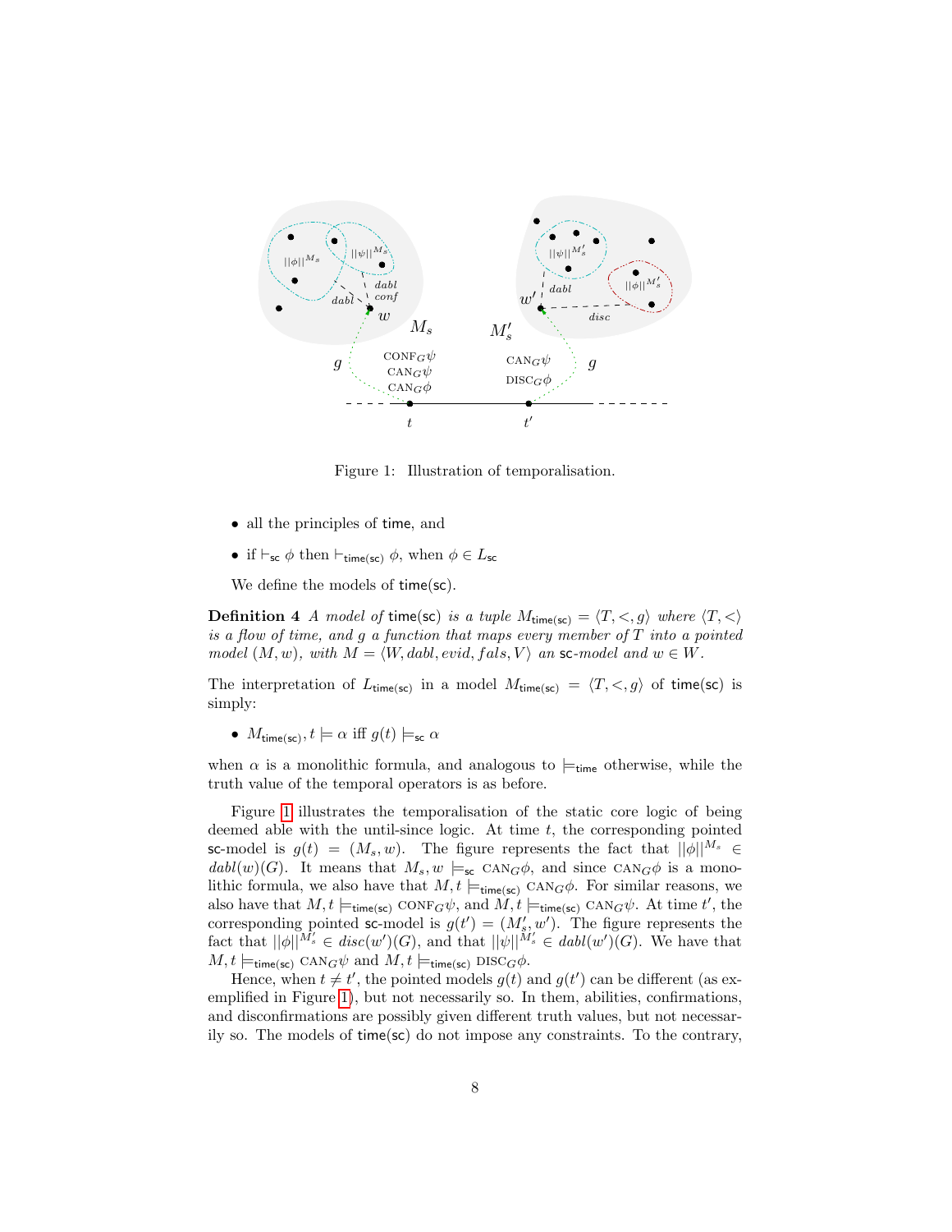Figure 1: Illustration of temporalisation.

- all the principles of time, and
- if $\vdash_{\mathsf{sc}} \phi$ then $\vdash_{\mathsf{time(sc)}} \phi$, when $\phi \in L_{\mathsf{sc}}$

We define the models of time(sc).

**Definition 4** *A model of* time(sc) *is a tuple* $M_{\mathsf{time(sc)}} = \langle T, <, g \rangle$ *where* $\langle T, < \rangle$ *is a flow of time, and* $g$ *a function that maps every member of* $T$ *into a pointed model* $(M, w)$*, with* $M = \langle W, dabl, evid, fals, V \rangle$ *an* sc*-model and* $w \in W$*.*

The interpretation of $L_{\mathsf{time(sc)}}$ in a model $M_{\mathsf{time(sc)}} = \langle T, <, g \rangle$ of time(sc) is simply:

- $M_{\mathsf{time(sc)}}, t \models \alpha$ iff $g(t) \models_{\mathsf{sc}} \alpha$

when $\alpha$ is a monolithic formula, and analogous to $\models_{\mathsf{time}}$ otherwise, while the truth value of the temporal operators is as before.

Figure 1 illustrates the temporalisation of the static core logic of being deemed able with the until-since logic. At time $t$, the corresponding pointed sc-model is $g(t) = (M_s, w)$. The figure represents the fact that $||\phi||^{M_s} \in dabl(w)(G)$. It means that $M_s, w \models_{\mathsf{sc}} \text{CAN}_G\phi$, and since $\text{CAN}_G\phi$ is a monolithic formula, we also have that $M, t \models_{\mathsf{time(sc)}} \text{CAN}_G\phi$. For similar reasons, we also have that $M, t \models_{\mathsf{time(sc)}} \text{CONF}_G\psi$, and $M, t \models_{\mathsf{time(sc)}} \text{CAN}_G\psi$. At time $t'$, the corresponding pointed sc-model is $g(t') = (M'_s, w')$. The figure represents the fact that $||\phi||^{M'_s} \in disc(w')(G)$, and that $||\psi||^{M'_s} \in dabl(w')(G)$. We have that $M, t \models_{\mathsf{time(sc)}} \text{CAN}_G\psi$ and $M, t \models_{\mathsf{time(sc)}} \text{DISC}_G\phi$.

Hence, when $t \neq t'$, the pointed models $g(t)$ and $g(t')$ can be different (as exemplified in Figure 1), but not necessarily so. In them, abilities, confirmations, and disconfirmations are possibly given different truth values, but not necessarily so. The models of time(sc) do not impose any constraints. To the contrary,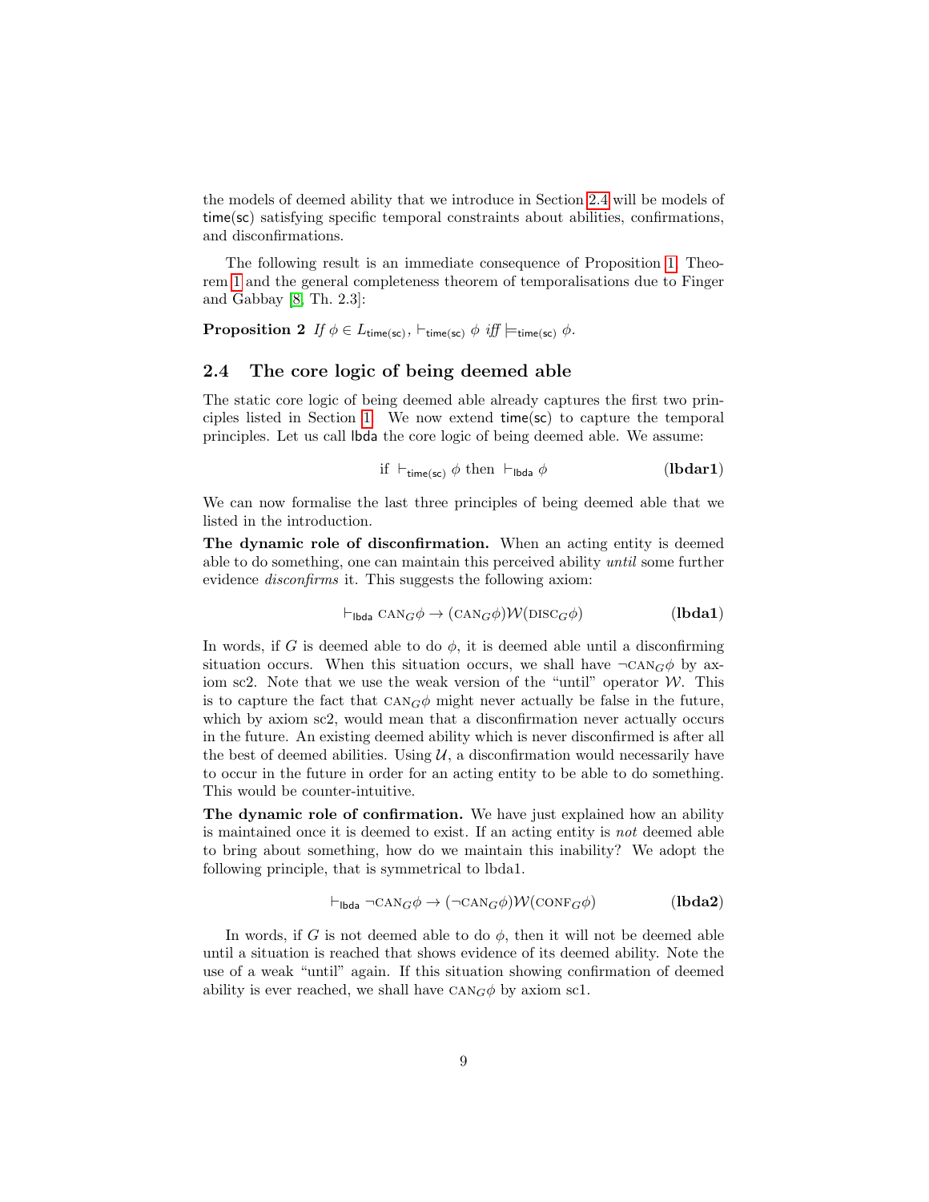the models of deemed ability that we introduce in Section 2.4 will be models of time(sc) satisfying specific temporal constraints about abilities, confirmations, and disconfirmations.

The following result is an immediate consequence of Proposition 1, Theorem 1 and the general completeness theorem of temporalisations due to Finger and Gabbay [8, Th. 2.3]:

**Proposition 2** *If $\phi \in L_{\mathsf{time(sc)}}$, $\vdash_{\mathsf{time(sc)}} \phi$ iff $\models_{\mathsf{time(sc)}} \phi$.*

## 2.4 The core logic of being deemed able

The static core logic of being deemed able already captures the first two principles listed in Section 1. We now extend time(sc) to capture the temporal principles. Let us call lbda the core logic of being deemed able. We assume:

$$\text{if } \vdash_{\mathsf{time(sc)}} \phi \text{ then } \vdash_{\mathsf{lbda}} \phi \qquad \textbf{(lbdar1)}$$

We can now formalise the last three principles of being deemed able that we listed in the introduction.

**The dynamic role of disconfirmation.** When an acting entity is deemed able to do something, one can maintain this perceived ability *until* some further evidence *disconfirms* it. This suggests the following axiom:

$$\vdash_{\mathsf{lbda}} \text{CAN}_G\phi \rightarrow (\text{CAN}_G\phi)\mathcal{W}(\text{DISC}_G\phi) \qquad \textbf{(lbda1)}$$

In words, if $G$ is deemed able to do $\phi$, it is deemed able until a disconfirming situation occurs. When this situation occurs, we shall have $\neg\text{CAN}_G\phi$ by axiom sc2. Note that we use the weak version of the "until" operator $\mathcal{W}$. This is to capture the fact that $\text{CAN}_G\phi$ might never actually be false in the future, which by axiom sc2, would mean that a disconfirmation never actually occurs in the future. An existing deemed ability which is never disconfirmed is after all the best of deemed abilities. Using $\mathcal{U}$, a disconfirmation would necessarily have to occur in the future in order for an acting entity to be able to do something. This would be counter-intuitive.

**The dynamic role of confirmation.** We have just explained how an ability is maintained once it is deemed to exist. If an acting entity is *not* deemed able to bring about something, how do we maintain this inability? We adopt the following principle, that is symmetrical to lbda1.

$$\vdash_{\mathsf{lbda}} \neg\text{CAN}_G\phi \rightarrow (\neg\text{CAN}_G\phi)\mathcal{W}(\text{CONF}_G\phi) \qquad \textbf{(lbda2)}$$

In words, if $G$ is not deemed able to do $\phi$, then it will not be deemed able until a situation is reached that shows evidence of its deemed ability. Note the use of a weak "until" again. If this situation showing confirmation of deemed ability is ever reached, we shall have $\text{CAN}_G\phi$ by axiom sc1.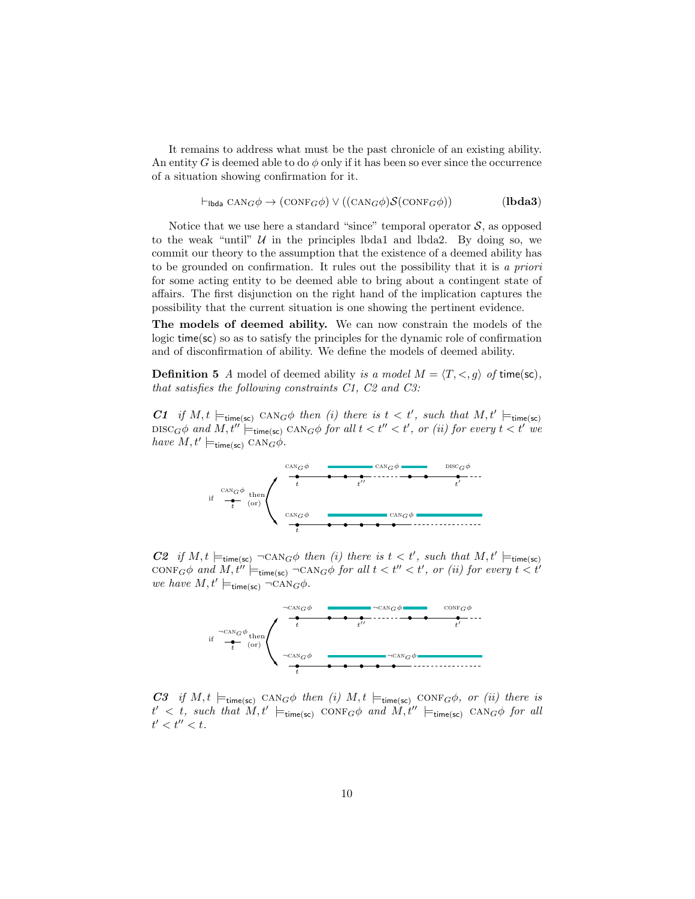It remains to address what must be the past chronicle of an existing ability. An entity $G$ is deemed able to do $\phi$ only if it has been so ever since the occurrence of a situation showing confirmation for it.

$$\vdash_{\mathsf{lbda}} \text{CAN}_G\phi \rightarrow (\text{CONF}_G\phi) \vee ((\text{CAN}_G\phi)\mathcal{S}(\text{CONF}_G\phi)) \qquad \textbf{(lbda3)}$$

Notice that we use here a standard "since" temporal operator $\mathcal{S}$, as opposed to the weak "until" $\mathcal{U}$ in the principles lbda1 and lbda2. By doing so, we commit our theory to the assumption that the existence of a deemed ability has to be grounded on confirmation. It rules out the possibility that it is *a priori* for some acting entity to be deemed able to bring about a contingent state of affairs. The first disjunction on the right hand of the implication captures the possibility that the current situation is one showing the pertinent evidence.

**The models of deemed ability.** We can now constrain the models of the logic $\mathsf{time(sc)}$ so as to satisfy the principles for the dynamic role of confirmation and of disconfirmation of ability. We define the models of deemed ability.

**Definition 5** *A* model of deemed ability *is a model* $M = \langle T, <, g\rangle$ *of* $\mathsf{time(sc)}$*, that satisfies the following constraints C1, C2 and C3:*

***C1*** *if* $M, t \models_{\mathsf{time(sc)}} \text{CAN}_G\phi$ *then (i) there is* $t < t'$*, such that* $M, t' \models_{\mathsf{time(sc)}} \text{DISC}_G\phi$ *and* $M, t'' \models_{\mathsf{time(sc)}} \text{CAN}_G\phi$ *for all* $t < t'' < t'$*, or (ii) for every* $t < t'$ *we have* $M, t' \models_{\mathsf{time(sc)}} \text{CAN}_G\phi$*.*

***C2*** *if* $M, t \models_{\mathsf{time(sc)}} \neg\text{CAN}_G\phi$ *then (i) there is* $t < t'$*, such that* $M, t' \models_{\mathsf{time(sc)}} \text{CONF}_G\phi$ *and* $M, t'' \models_{\mathsf{time(sc)}} \neg\text{CAN}_G\phi$ *for all* $t < t'' < t'$*, or (ii) for every* $t < t'$ *we have* $M, t' \models_{\mathsf{time(sc)}} \neg\text{CAN}_G\phi$*.*

***C3*** *if* $M, t \models_{\mathsf{time(sc)}} \text{CAN}_G\phi$ *then (i)* $M, t \models_{\mathsf{time(sc)}} \text{CONF}_G\phi$*, or (ii) there is* $t' < t$*, such that* $M, t' \models_{\mathsf{time(sc)}} \text{CONF}_G\phi$ *and* $M, t'' \models_{\mathsf{time(sc)}} \text{CAN}_G\phi$ *for all* $t' < t'' < t$*.*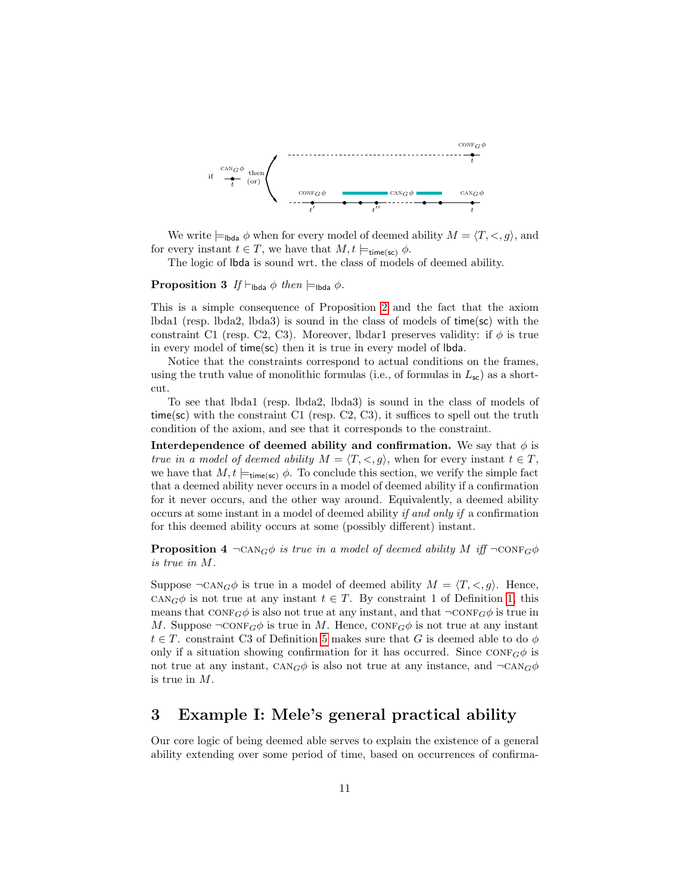We write $\models_{\mathsf{lbda}} \phi$ when for every model of deemed ability $M = \langle T, <, g\rangle$, and for every instant $t \in T$, we have that $M, t \models_{\mathsf{time(sc)}} \phi$.

The logic of lbda is sound wrt. the class of models of deemed ability.

**Proposition 3** *If* $\vdash_{\mathsf{lbda}} \phi$ *then* $\models_{\mathsf{lbda}} \phi$.

This is a simple consequence of Proposition 2 and the fact that the axiom lbda1 (resp. lbda2, lbda3) is sound in the class of models of time(sc) with the constraint C1 (resp. C2, C3). Moreover, lbdar1 preserves validity: if $\phi$ is true in every model of time(sc) then it is true in every model of lbda.

Notice that the constraints correspond to actual conditions on the frames, using the truth value of monolithic formulas (i.e., of formulas in $L_{\mathsf{sc}}$) as a shortcut.

To see that lbda1 (resp. lbda2, lbda3) is sound in the class of models of time(sc) with the constraint C1 (resp. C2, C3), it suffices to spell out the truth condition of the axiom, and see that it corresponds to the constraint.

**Interdependence of deemed ability and confirmation.** We say that $\phi$ is *true in a model of deemed ability* $M = \langle T, <, g\rangle$, when for every instant $t \in T$, we have that $M, t \models_{\mathsf{time(sc)}} \phi$. To conclude this section, we verify the simple fact that a deemed ability never occurs in a model of deemed ability if a confirmation for it never occurs, and the other way around. Equivalently, a deemed ability occurs at some instant in a model of deemed ability *if and only if* a confirmation for this deemed ability occurs at some (possibly different) instant.

**Proposition 4** $\neg\textsc{can}_G\phi$ *is true in a model of deemed ability* $M$ *iff* $\neg\textsc{conf}_G\phi$ *is true in* $M$.

Suppose $\neg\textsc{can}_G\phi$ is true in a model of deemed ability $M = \langle T, <, g\rangle$. Hence, $\textsc{can}_G\phi$ is not true at any instant $t \in T$. By constraint 1 of Definition 1, this means that $\textsc{conf}_G\phi$ is also not true at any instant, and that $\neg\textsc{conf}_G\phi$ is true in $M$. Suppose $\neg\textsc{conf}_G\phi$ is true in $M$. Hence, $\textsc{conf}_G\phi$ is not true at any instant $t \in T$. constraint C3 of Definition 5 makes sure that $G$ is deemed able to do $\phi$ only if a situation showing confirmation for it has occurred. Since $\textsc{conf}_G\phi$ is not true at any instant, $\textsc{can}_G\phi$ is also not true at any instance, and $\neg\textsc{can}_G\phi$ is true in $M$.

## 3 Example I: Mele's general practical ability

Our core logic of being deemed able serves to explain the existence of a general ability extending over some period of time, based on occurrences of confirma-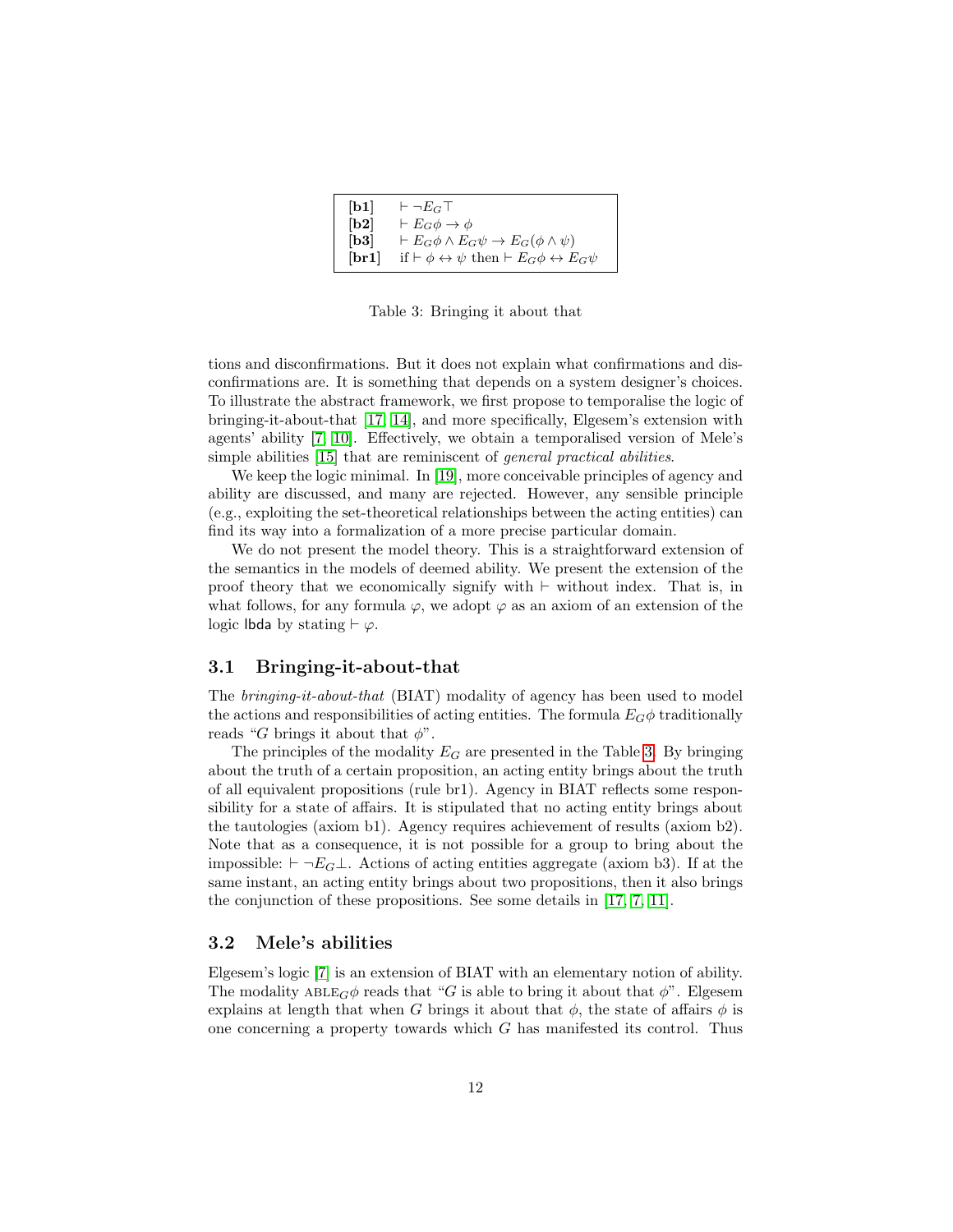| | |
|---|---|
| **[b1]** | $\vdash \neg E_G \top$ |
| **[b2]** | $\vdash E_G \phi \to \phi$ |
| **[b3]** | $\vdash E_G \phi \wedge E_G \psi \to E_G(\phi \wedge \psi)$ |
| **[br1]** | if $\vdash \phi \leftrightarrow \psi$ then $\vdash E_G \phi \leftrightarrow E_G \psi$ |

Table 3: Bringing it about that

tions and disconfirmations. But it does not explain what confirmations and disconfirmations are. It is something that depends on a system designer's choices. To illustrate the abstract framework, we first propose to temporalise the logic of bringing-it-about-that [17, 14], and more specifically, Elgesem's extension with agents' ability [7, 10]. Effectively, we obtain a temporalised version of Mele's simple abilities [15] that are reminiscent of *general practical abilities*.

We keep the logic minimal. In [19], more conceivable principles of agency and ability are discussed, and many are rejected. However, any sensible principle (e.g., exploiting the set-theoretical relationships between the acting entities) can find its way into a formalization of a more precise particular domain.

We do not present the model theory. This is a straightforward extension of the semantics in the models of deemed ability. We present the extension of the proof theory that we economically signify with $\vdash$ without index. That is, in what follows, for any formula $\varphi$, we adopt $\varphi$ as an axiom of an extension of the logic $\mathsf{lbda}$ by stating $\vdash \varphi$.

### 3.1 Bringing-it-about-that

The *bringing-it-about-that* (BIAT) modality of agency has been used to model the actions and responsibilities of acting entities. The formula $E_G\phi$ traditionally reads "$G$ brings it about that $\phi$".

The principles of the modality $E_G$ are presented in the Table 3. By bringing about the truth of a certain proposition, an acting entity brings about the truth of all equivalent propositions (rule br1). Agency in BIAT reflects some responsibility for a state of affairs. It is stipulated that no acting entity brings about the tautologies (axiom b1). Agency requires achievement of results (axiom b2). Note that as a consequence, it is not possible for a group to bring about the impossible: $\vdash \neg E_G \bot$. Actions of acting entities aggregate (axiom b3). If at the same instant, an acting entity brings about two propositions, then it also brings the conjunction of these propositions. See some details in [17, 7, 11].

### 3.2 Mele's abilities

Elgesem's logic [7] is an extension of BIAT with an elementary notion of ability. The modality $\text{ABLE}_G\phi$ reads that "$G$ is able to bring it about that $\phi$". Elgesem explains at length that when $G$ brings it about that $\phi$, the state of affairs $\phi$ is one concerning a property towards which $G$ has manifested its control. Thus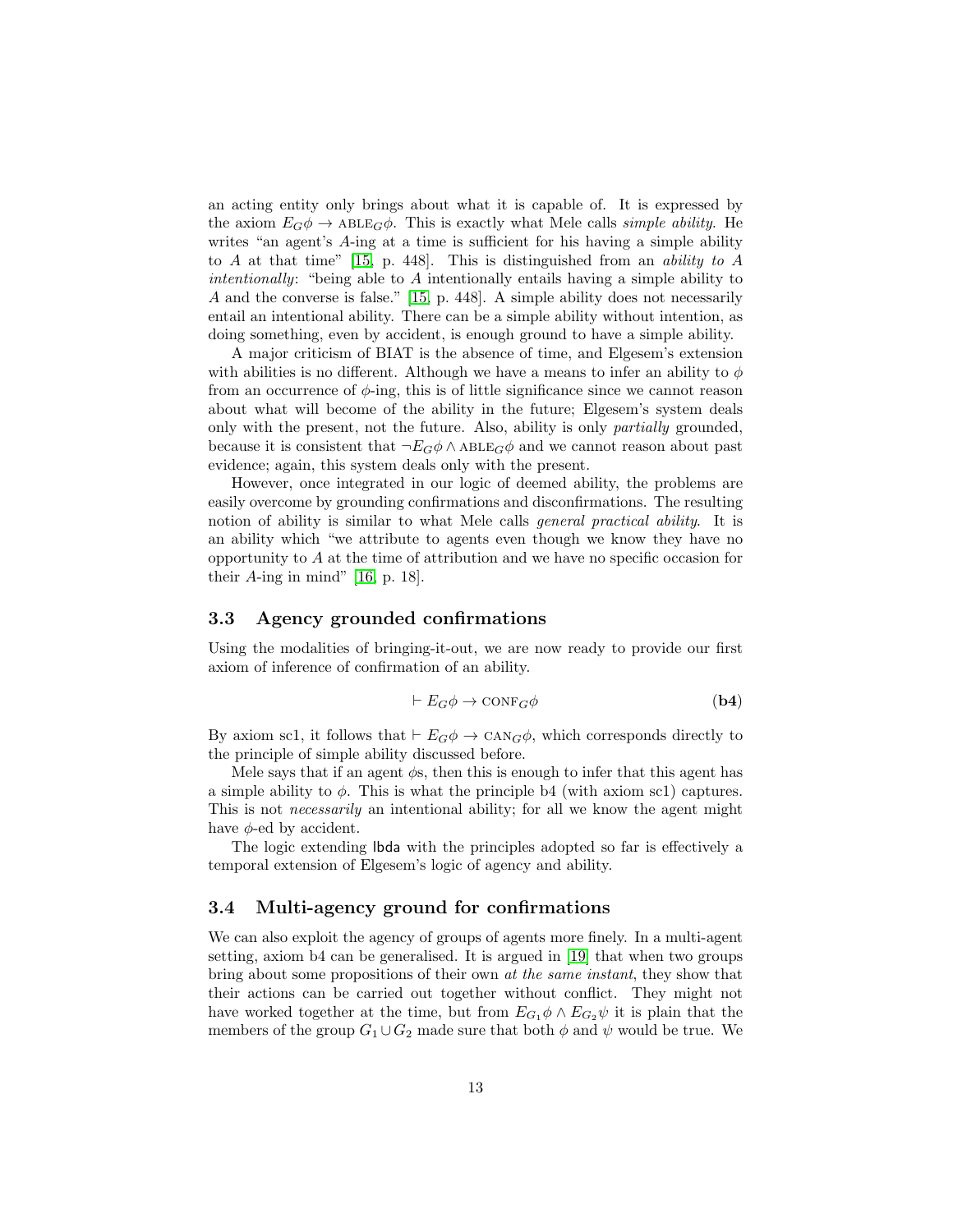an acting entity only brings about what it is capable of. It is expressed by the axiom $E_G\phi \rightarrow \text{ABLE}_G\phi$. This is exactly what Mele calls *simple ability*. He writes "an agent's $A$-ing at a time is sufficient for his having a simple ability to $A$ at that time" [15, p. 448]. This is distinguished from an *ability to A intentionally*: "being able to $A$ intentionally entails having a simple ability to $A$ and the converse is false." [15, p. 448]. A simple ability does not necessarily entail an intentional ability. There can be a simple ability without intention, as doing something, even by accident, is enough ground to have a simple ability.

A major criticism of BIAT is the absence of time, and Elgesem's extension with abilities is no different. Although we have a means to infer an ability to $\phi$ from an occurrence of $\phi$-ing, this is of little significance since we cannot reason about what will become of the ability in the future; Elgesem's system deals only with the present, not the future. Also, ability is only *partially* grounded, because it is consistent that $\neg E_G\phi \wedge \text{ABLE}_G\phi$ and we cannot reason about past evidence; again, this system deals only with the present.

However, once integrated in our logic of deemed ability, the problems are easily overcome by grounding confirmations and disconfirmations. The resulting notion of ability is similar to what Mele calls *general practical ability*. It is an ability which "we attribute to agents even though we know they have no opportunity to $A$ at the time of attribution and we have no specific occasion for their $A$-ing in mind" [16, p. 18].

### 3.3 Agency grounded confirmations

Using the modalities of bringing-it-out, we are now ready to provide our first axiom of inference of confirmation of an ability.

$$\vdash E_G\phi \rightarrow \text{CONF}_G\phi \qquad \textbf{(b4)}$$

By axiom sc1, it follows that $\vdash E_G\phi \rightarrow \text{CAN}_G\phi$, which corresponds directly to the principle of simple ability discussed before.

Mele says that if an agent $\phi$s, then this is enough to infer that this agent has a simple ability to $\phi$. This is what the principle b4 (with axiom sc1) captures. This is not *necessarily* an intentional ability; for all we know the agent might have $\phi$-ed by accident.

The logic extending lbda with the principles adopted so far is effectively a temporal extension of Elgesem's logic of agency and ability.

### 3.4 Multi-agency ground for confirmations

We can also exploit the agency of groups of agents more finely. In a multi-agent setting, axiom b4 can be generalised. It is argued in [19] that when two groups bring about some propositions of their own *at the same instant*, they show that their actions can be carried out together without conflict. They might not have worked together at the time, but from $E_{G_1}\phi \wedge E_{G_2}\psi$ it is plain that the members of the group $G_1 \cup G_2$ made sure that both $\phi$ and $\psi$ would be true. We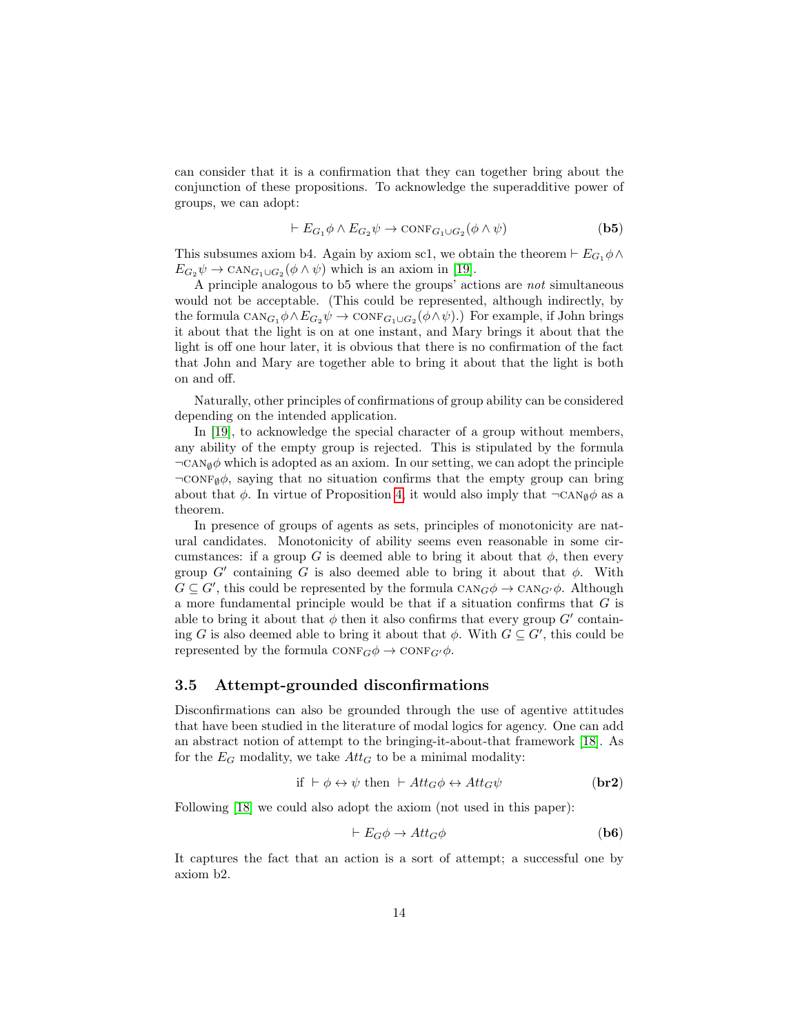can consider that it is a confirmation that they can together bring about the conjunction of these propositions. To acknowledge the superadditive power of groups, we can adopt:

$$\vdash E_{G_1}\phi \wedge E_{G_2}\psi \rightarrow \text{CONF}_{G_1 \cup G_2}(\phi \wedge \psi) \qquad \textbf{(b5)}$$

This subsumes axiom b4. Again by axiom sc1, we obtain the theorem $\vdash E_{G_1}\phi \wedge E_{G_2}\psi \rightarrow \text{CAN}_{G_1 \cup G_2}(\phi \wedge \psi)$ which is an axiom in [19].

A principle analogous to b5 where the groups' actions are *not* simultaneous would not be acceptable. (This could be represented, although indirectly, by the formula $\text{CAN}_{G_1}\phi \wedge E_{G_2}\psi \rightarrow \text{CONF}_{G_1 \cup G_2}(\phi \wedge \psi)$.) For example, if John brings it about that the light is on at one instant, and Mary brings it about that the light is off one hour later, it is obvious that there is no confirmation of the fact that John and Mary are together able to bring it about that the light is both on and off.

Naturally, other principles of confirmations of group ability can be considered depending on the intended application.

In [19], to acknowledge the special character of a group without members, any ability of the empty group is rejected. This is stipulated by the formula $\neg\text{CAN}_{\emptyset}\phi$ which is adopted as an axiom. In our setting, we can adopt the principle $\neg\text{CONF}_{\emptyset}\phi$, saying that no situation confirms that the empty group can bring about that $\phi$. In virtue of Proposition 4, it would also imply that $\neg\text{CAN}_{\emptyset}\phi$ as a theorem.

In presence of groups of agents as sets, principles of monotonicity are natural candidates. Monotonicity of ability seems even reasonable in some circumstances: if a group $G$ is deemed able to bring it about that $\phi$, then every group $G'$ containing $G$ is also deemed able to bring it about that $\phi$. With $G \subseteq G'$, this could be represented by the formula $\text{CAN}_G\phi \rightarrow \text{CAN}_{G'}\phi$. Although a more fundamental principle would be that if a situation confirms that $G$ is able to bring it about that $\phi$ then it also confirms that every group $G'$ containing $G$ is also deemed able to bring it about that $\phi$. With $G \subseteq G'$, this could be represented by the formula $\text{CONF}_G\phi \rightarrow \text{CONF}_{G'}\phi$.

### 3.5 Attempt-grounded disconfirmations

Disconfirmations can also be grounded through the use of agentive attitudes that have been studied in the literature of modal logics for agency. One can add an abstract notion of attempt to the bringing-it-about-that framework [18]. As for the $E_G$ modality, we take $Att_G$ to be a minimal modality:

$$\text{if } \vdash \phi \leftrightarrow \psi \text{ then } \vdash Att_G\phi \leftrightarrow Att_G\psi \qquad \textbf{(br2)}$$

Following [18] we could also adopt the axiom (not used in this paper):

$$\vdash E_G\phi \rightarrow Att_G\phi \qquad \textbf{(b6)}$$

It captures the fact that an action is a sort of attempt; a successful one by axiom b2.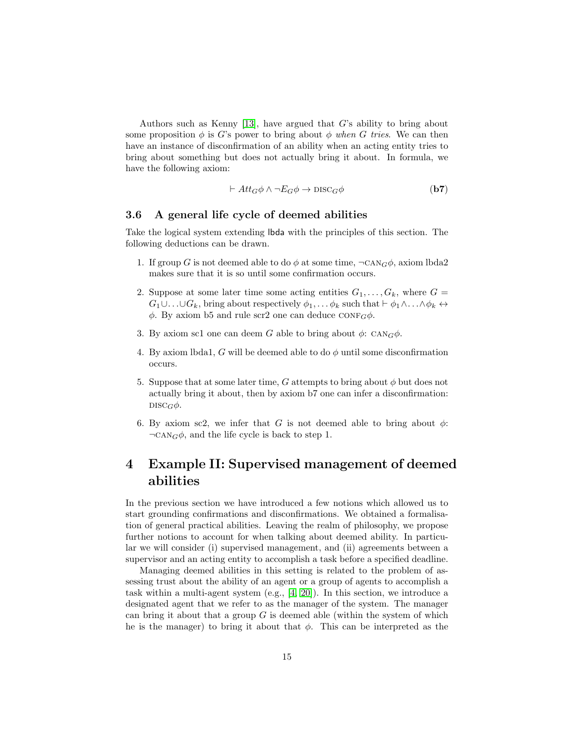Authors such as Kenny [13], have argued that $G$'s ability to bring about some proposition $\phi$ is $G$'s power to bring about $\phi$ *when $G$ tries*. We can then have an instance of disconfirmation of an ability when an acting entity tries to bring about something but does not actually bring it about. In formula, we have the following axiom:

$$\vdash Att_G\phi \wedge \neg E_G\phi \rightarrow \textsc{disc}_G\phi \qquad \textbf{(b7)}$$

### 3.6 A general life cycle of deemed abilities

Take the logical system extending lbda with the principles of this section. The following deductions can be drawn.

1. If group $G$ is not deemed able to do $\phi$ at some time, $\neg\textsc{can}_G\phi$, axiom lbda2 makes sure that it is so until some confirmation occurs.
2. Suppose at some later time some acting entities $G_1, \ldots, G_k$, where $G = G_1 \cup \ldots \cup G_k$, bring about respectively $\phi_1, \ldots \phi_k$ such that $\vdash \phi_1 \wedge \ldots \wedge \phi_k \leftrightarrow \phi$. By axiom b5 and rule scr2 one can deduce $\textsc{conf}_G\phi$.
3. By axiom sc1 one can deem $G$ able to bring about $\phi$: $\textsc{can}_G\phi$.
4. By axiom lbda1, $G$ will be deemed able to do $\phi$ until some disconfirmation occurs.
5. Suppose that at some later time, $G$ attempts to bring about $\phi$ but does not actually bring it about, then by axiom b7 one can infer a disconfirmation: $\textsc{disc}_G\phi$.
6. By axiom sc2, we infer that $G$ is not deemed able to bring about $\phi$: $\neg\textsc{can}_G\phi$, and the life cycle is back to step 1.

## 4 Example II: Supervised management of deemed abilities

In the previous section we have introduced a few notions which allowed us to start grounding confirmations and disconfirmations. We obtained a formalisation of general practical abilities. Leaving the realm of philosophy, we propose further notions to account for when talking about deemed ability. In particular we will consider (i) supervised management, and (ii) agreements between a supervisor and an acting entity to accomplish a task before a specified deadline.

Managing deemed abilities in this setting is related to the problem of assessing trust about the ability of an agent or a group of agents to accomplish a task within a multi-agent system (e.g., [4, 20]). In this section, we introduce a designated agent that we refer to as the manager of the system. The manager can bring it about that a group $G$ is deemed able (within the system of which he is the manager) to bring it about that $\phi$. This can be interpreted as the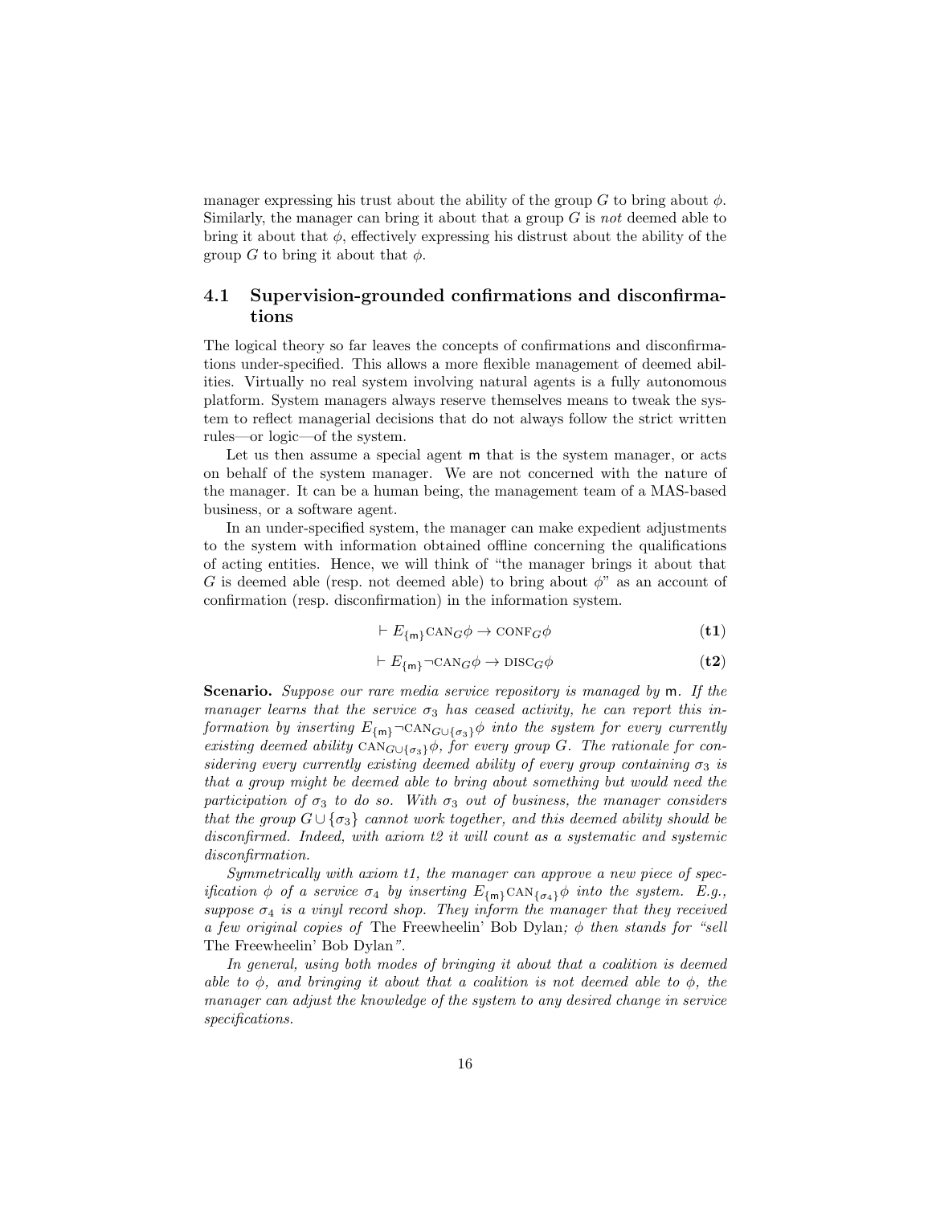manager expressing his trust about the ability of the group $G$ to bring about $\phi$. Similarly, the manager can bring it about that a group $G$ is *not* deemed able to bring it about that $\phi$, effectively expressing his distrust about the ability of the group $G$ to bring it about that $\phi$.

### 4.1 Supervision-grounded confirmations and disconfirmations

The logical theory so far leaves the concepts of confirmations and disconfirmations under-specified. This allows a more flexible management of deemed abilities. Virtually no real system involving natural agents is a fully autonomous platform. System managers always reserve themselves means to tweak the system to reflect managerial decisions that do not always follow the strict written rules—or logic—of the system.

Let us then assume a special agent $\mathsf{m}$ that is the system manager, or acts on behalf of the system manager. We are not concerned with the nature of the manager. It can be a human being, the management team of a MAS-based business, or a software agent.

In an under-specified system, the manager can make expedient adjustments to the system with information obtained offline concerning the qualifications of acting entities. Hence, we will think of "the manager brings it about that $G$ is deemed able (resp. not deemed able) to bring about $\phi$" as an account of confirmation (resp. disconfirmation) in the information system.

$$\vdash E_{\{\mathsf{m}\}}\text{CAN}_G\phi \rightarrow \text{CONF}_G\phi \tag{t1}$$

$$\vdash E_{\{\mathsf{m}\}}\neg\text{CAN}_G\phi \rightarrow \text{DISC}_G\phi \tag{t2}$$

**Scenario.** *Suppose our rare media service repository is managed by* $\mathsf{m}$*. If the manager learns that the service* $\sigma_3$ *has ceased activity, he can report this information by inserting* $E_{\{\mathsf{m}\}}\neg\text{CAN}_{G\cup\{\sigma_3\}}\phi$ *into the system for every currently existing deemed ability* $\text{CAN}_{G\cup\{\sigma_3\}}\phi$*, for every group* $G$*. The rationale for considering every currently existing deemed ability of every group containing* $\sigma_3$ *is that a group might be deemed able to bring about something but would need the participation of* $\sigma_3$ *to do so. With* $\sigma_3$ *out of business, the manager considers that the group* $G\cup\{\sigma_3\}$ *cannot work together, and this deemed ability should be disconfirmed. Indeed, with axiom t2 it will count as a systematic and systemic disconfirmation.*

*Symmetrically with axiom t1, the manager can approve a new piece of specification* $\phi$ *of a service* $\sigma_4$ *by inserting* $E_{\{\mathsf{m}\}}\text{CAN}_{\{\sigma_4\}}\phi$ *into the system. E.g., suppose* $\sigma_4$ *is a vinyl record shop. They inform the manager that they received a few original copies of* The Freewheelin' Bob Dylan*;* $\phi$ *then stands for "sell* The Freewheelin' Bob Dylan*".*

*In general, using both modes of bringing it about that a coalition is deemed able to* $\phi$*, and bringing it about that a coalition is not deemed able to* $\phi$*, the manager can adjust the knowledge of the system to any desired change in service specifications.*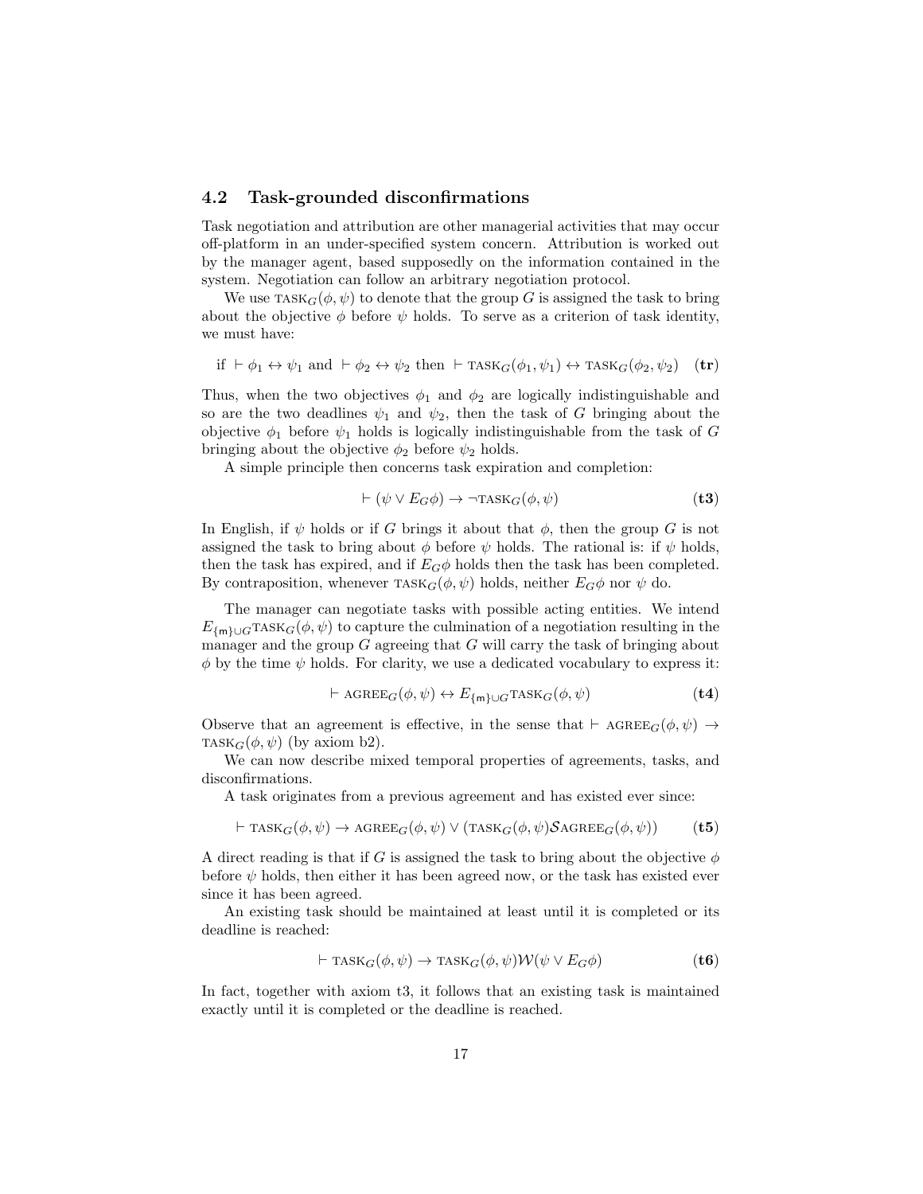### 4.2 Task-grounded disconfirmations

Task negotiation and attribution are other managerial activities that may occur off-platform in an under-specified system concern. Attribution is worked out by the manager agent, based supposedly on the information contained in the system. Negotiation can follow an arbitrary negotiation protocol.

We use $\text{TASK}_G(\phi, \psi)$ to denote that the group $G$ is assigned the task to bring about the objective $\phi$ before $\psi$ holds. To serve as a criterion of task identity, we must have:

$$\text{if } \vdash \phi_1 \leftrightarrow \psi_1 \text{ and } \vdash \phi_2 \leftrightarrow \psi_2 \text{ then } \vdash \text{TASK}_G(\phi_1, \psi_1) \leftrightarrow \text{TASK}_G(\phi_2, \psi_2) \quad \textbf{(tr)}$$

Thus, when the two objectives $\phi_1$ and $\phi_2$ are logically indistinguishable and so are the two deadlines $\psi_1$ and $\psi_2$, then the task of $G$ bringing about the objective $\phi_1$ before $\psi_1$ holds is logically indistinguishable from the task of $G$ bringing about the objective $\phi_2$ before $\psi_2$ holds.

A simple principle then concerns task expiration and completion:

$$\vdash (\psi \vee E_G\phi) \rightarrow \neg\text{TASK}_G(\phi, \psi) \quad \textbf{(t3)}$$

In English, if $\psi$ holds or if $G$ brings it about that $\phi$, then the group $G$ is not assigned the task to bring about $\phi$ before $\psi$ holds. The rational is: if $\psi$ holds, then the task has expired, and if $E_G\phi$ holds then the task has been completed. By contraposition, whenever $\text{TASK}_G(\phi, \psi)$ holds, neither $E_G\phi$ nor $\psi$ do.

The manager can negotiate tasks with possible acting entities. We intend $E_{\{\mathsf{m}\}\cup G}\text{TASK}_G(\phi, \psi)$ to capture the culmination of a negotiation resulting in the manager and the group $G$ agreeing that $G$ will carry the task of bringing about $\phi$ by the time $\psi$ holds. For clarity, we use a dedicated vocabulary to express it:

$$\vdash \text{AGREE}_G(\phi, \psi) \leftrightarrow E_{\{\mathsf{m}\}\cup G}\text{TASK}_G(\phi, \psi) \quad \textbf{(t4)}$$

Observe that an agreement is effective, in the sense that $\vdash \text{AGREE}_G(\phi, \psi) \rightarrow \text{TASK}_G(\phi, \psi)$ (by axiom b2).

We can now describe mixed temporal properties of agreements, tasks, and disconfirmations.

A task originates from a previous agreement and has existed ever since:

$$\vdash \text{TASK}_G(\phi, \psi) \rightarrow \text{AGREE}_G(\phi, \psi) \vee (\text{TASK}_G(\phi, \psi)\mathcal{S}\text{AGREE}_G(\phi, \psi)) \quad \textbf{(t5)}$$

A direct reading is that if $G$ is assigned the task to bring about the objective $\phi$ before $\psi$ holds, then either it has been agreed now, or the task has existed ever since it has been agreed.

An existing task should be maintained at least until it is completed or its deadline is reached:

$$\vdash \text{TASK}_G(\phi, \psi) \rightarrow \text{TASK}_G(\phi, \psi)\mathcal{W}(\psi \vee E_G\phi) \quad \textbf{(t6)}$$

In fact, together with axiom t3, it follows that an existing task is maintained exactly until it is completed or the deadline is reached.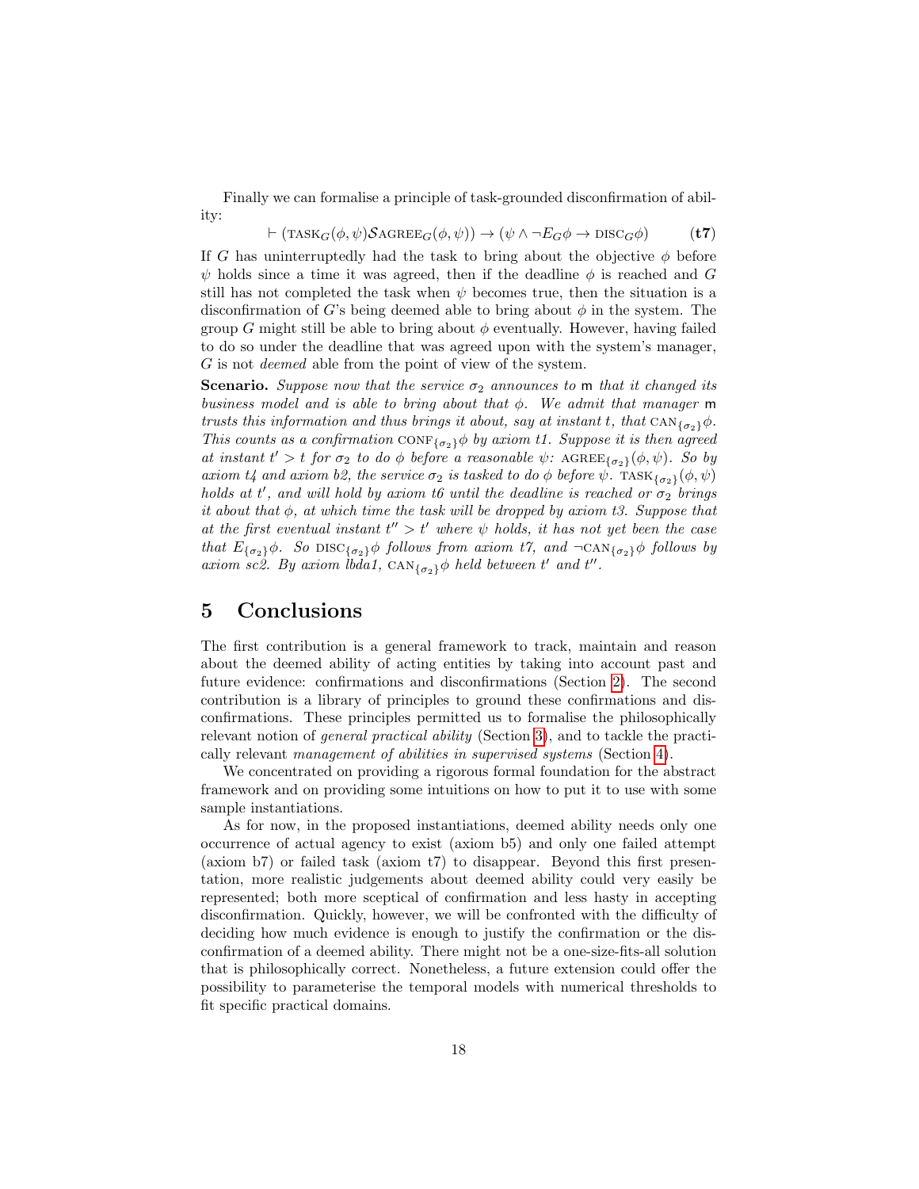Finally we can formalise a principle of task-grounded disconfirmation of ability:

$$\vdash (\text{TASK}_G(\phi, \psi)\mathcal{S}\text{AGREE}_G(\phi, \psi)) \rightarrow (\psi \wedge \neg E_G\phi \rightarrow \text{DISC}_G\phi) \qquad \textbf{(t7)}$$

If $G$ has uninterruptedly had the task to bring about the objective $\phi$ before $\psi$ holds since a time it was agreed, then if the deadline $\phi$ is reached and $G$ still has not completed the task when $\psi$ becomes true, then the situation is a disconfirmation of $G$'s being deemed able to bring about $\phi$ in the system. The group $G$ might still be able to bring about $\phi$ eventually. However, having failed to do so under the deadline that was agreed upon with the system's manager, $G$ is not *deemed* able from the point of view of the system.

**Scenario.** *Suppose now that the service $\sigma_2$ announces to* m *that it changed its business model and is able to bring about that $\phi$. We admit that manager* m *trusts this information and thus brings it about, say at instant $t$, that $\text{CAN}_{\{\sigma_2\}}\phi$. This counts as a confirmation $\text{CONF}_{\{\sigma_2\}}\phi$ by axiom t1. Suppose it is then agreed at instant $t' > t$ for $\sigma_2$ to do $\phi$ before a reasonable $\psi$: $\text{AGREE}_{\{\sigma_2\}}(\phi, \psi)$. So by axiom t4 and axiom b2, the service $\sigma_2$ is tasked to do $\phi$ before $\psi$. $\text{TASK}_{\{\sigma_2\}}(\phi, \psi)$ holds at $t'$, and will hold by axiom t6 until the deadline is reached or $\sigma_2$ brings it about that $\phi$, at which time the task will be dropped by axiom t3. Suppose that at the first eventual instant $t'' > t'$ where $\psi$ holds, it has not yet been the case that $E_{\{\sigma_2\}}\phi$. So $\text{DISC}_{\{\sigma_2\}}\phi$ follows from axiom t7, and $\neg\text{CAN}_{\{\sigma_2\}}\phi$ follows by axiom sc2. By axiom lbda1, $\text{CAN}_{\{\sigma_2\}}\phi$ held between $t'$ and $t''$.*

# 5 Conclusions

The first contribution is a general framework to track, maintain and reason about the deemed ability of acting entities by taking into account past and future evidence: confirmations and disconfirmations (Section 2). The second contribution is a library of principles to ground these confirmations and disconfirmations. These principles permitted us to formalise the philosophically relevant notion of *general practical ability* (Section 3), and to tackle the practically relevant *management of abilities in supervised systems* (Section 4).

We concentrated on providing a rigorous formal foundation for the abstract framework and on providing some intuitions on how to put it to use with some sample instantiations.

As for now, in the proposed instantiations, deemed ability needs only one occurrence of actual agency to exist (axiom b5) and only one failed attempt (axiom b7) or failed task (axiom t7) to disappear. Beyond this first presentation, more realistic judgements about deemed ability could very easily be represented; both more sceptical of confirmation and less hasty in accepting disconfirmation. Quickly, however, we will be confronted with the difficulty of deciding how much evidence is enough to justify the confirmation or the disconfirmation of a deemed ability. There might not be a one-size-fits-all solution that is philosophically correct. Nonetheless, a future extension could offer the possibility to parameterise the temporal models with numerical thresholds to fit specific practical domains.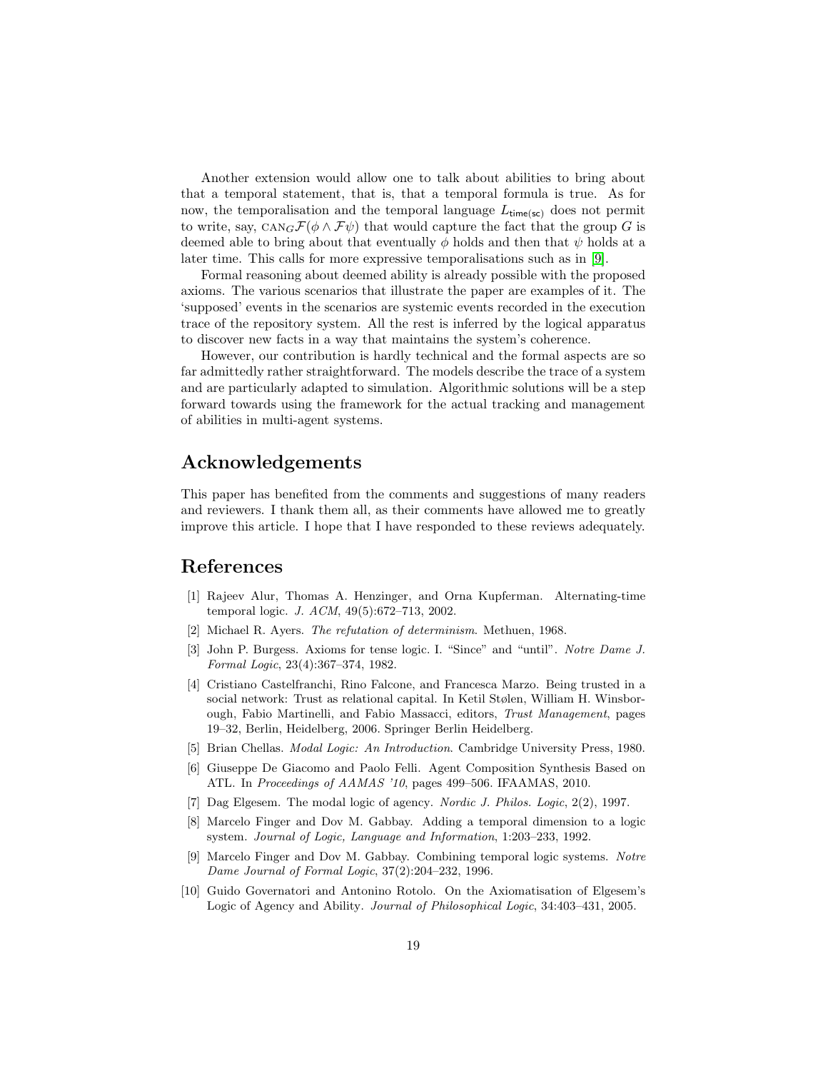Another extension would allow one to talk about abilities to bring about that a temporal statement, that is, that a temporal formula is true. As for now, the temporalisation and the temporal language $L_{\mathsf{time(sc)}}$ does not permit to write, say, $\text{CAN}_G\mathcal{F}(\phi \wedge \mathcal{F}\psi)$ that would capture the fact that the group $G$ is deemed able to bring about that eventually $\phi$ holds and then that $\psi$ holds at a later time. This calls for more expressive temporalisations such as in [9].

Formal reasoning about deemed ability is already possible with the proposed axioms. The various scenarios that illustrate the paper are examples of it. The 'supposed' events in the scenarios are systemic events recorded in the execution trace of the repository system. All the rest is inferred by the logical apparatus to discover new facts in a way that maintains the system's coherence.

However, our contribution is hardly technical and the formal aspects are so far admittedly rather straightforward. The models describe the trace of a system and are particularly adapted to simulation. Algorithmic solutions will be a step forward towards using the framework for the actual tracking and management of abilities in multi-agent systems.

## Acknowledgements

This paper has benefited from the comments and suggestions of many readers and reviewers. I thank them all, as their comments have allowed me to greatly improve this article. I hope that I have responded to these reviews adequately.

## References

[1] Rajeev Alur, Thomas A. Henzinger, and Orna Kupferman. Alternating-time temporal logic. *J. ACM*, 49(5):672–713, 2002.

[2] Michael R. Ayers. *The refutation of determinism*. Methuen, 1968.

[3] John P. Burgess. Axioms for tense logic. I. "Since" and "until". *Notre Dame J. Formal Logic*, 23(4):367–374, 1982.

[4] Cristiano Castelfranchi, Rino Falcone, and Francesca Marzo. Being trusted in a social network: Trust as relational capital. In Ketil Stølen, William H. Winsborough, Fabio Martinelli, and Fabio Massacci, editors, *Trust Management*, pages 19–32, Berlin, Heidelberg, 2006. Springer Berlin Heidelberg.

[5] Brian Chellas. *Modal Logic: An Introduction*. Cambridge University Press, 1980.

[6] Giuseppe De Giacomo and Paolo Felli. Agent Composition Synthesis Based on ATL. In *Proceedings of AAMAS '10*, pages 499–506. IFAAMAS, 2010.

[7] Dag Elgesem. The modal logic of agency. *Nordic J. Philos. Logic*, 2(2), 1997.

[8] Marcelo Finger and Dov M. Gabbay. Adding a temporal dimension to a logic system. *Journal of Logic, Language and Information*, 1:203–233, 1992.

[9] Marcelo Finger and Dov M. Gabbay. Combining temporal logic systems. *Notre Dame Journal of Formal Logic*, 37(2):204–232, 1996.

[10] Guido Governatori and Antonino Rotolo. On the Axiomatisation of Elgesem's Logic of Agency and Ability. *Journal of Philosophical Logic*, 34:403–431, 2005.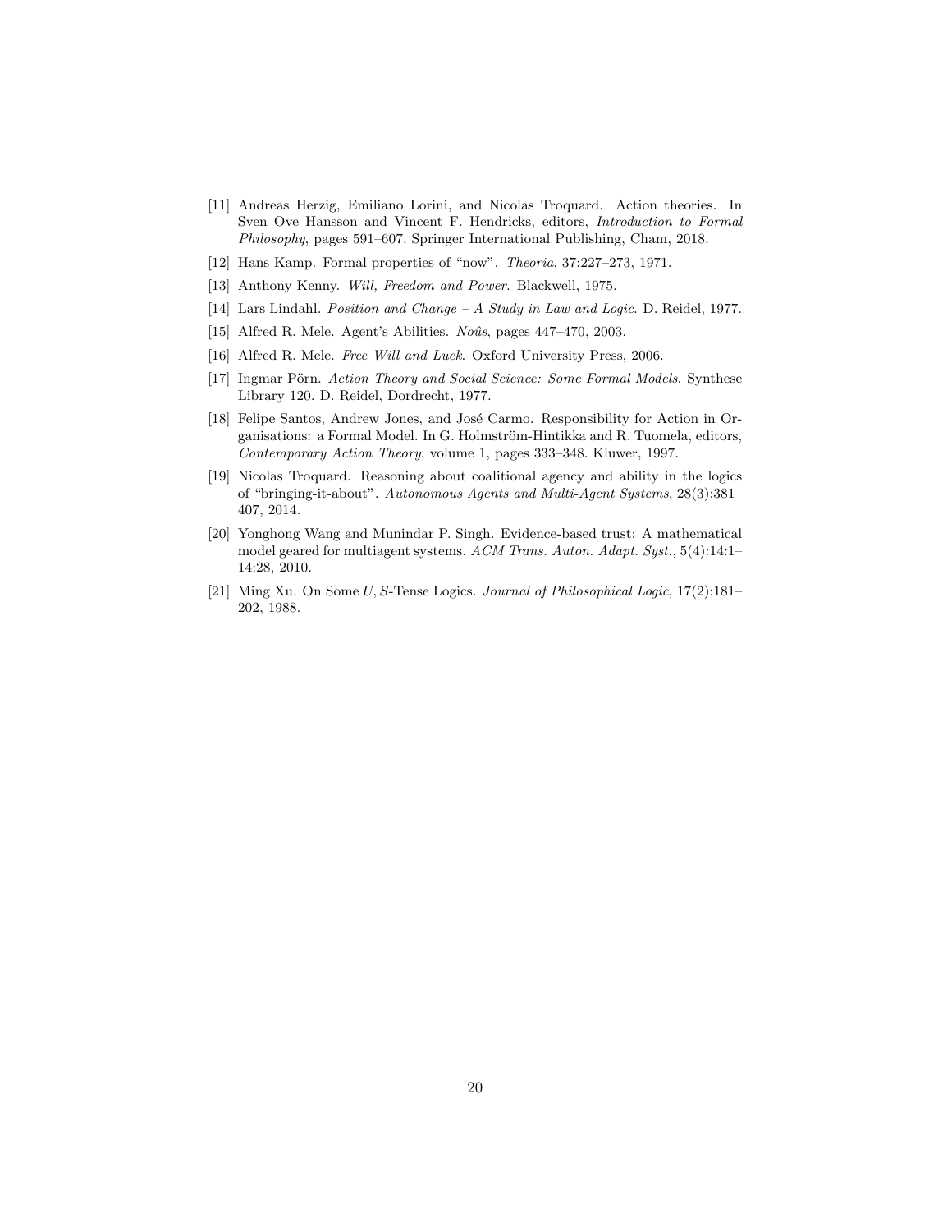[11] Andreas Herzig, Emiliano Lorini, and Nicolas Troquard. Action theories. In Sven Ove Hansson and Vincent F. Hendricks, editors, *Introduction to Formal Philosophy*, pages 591–607. Springer International Publishing, Cham, 2018.

[12] Hans Kamp. Formal properties of "now". *Theoria*, 37:227–273, 1971.

[13] Anthony Kenny. *Will, Freedom and Power*. Blackwell, 1975.

[14] Lars Lindahl. *Position and Change – A Study in Law and Logic*. D. Reidel, 1977.

[15] Alfred R. Mele. Agent's Abilities. *Noûs*, pages 447–470, 2003.

[16] Alfred R. Mele. *Free Will and Luck*. Oxford University Press, 2006.

[17] Ingmar Pörn. *Action Theory and Social Science: Some Formal Models*. Synthese Library 120. D. Reidel, Dordrecht, 1977.

[18] Felipe Santos, Andrew Jones, and José Carmo. Responsibility for Action in Organisations: a Formal Model. In G. Holmström-Hintikka and R. Tuomela, editors, *Contemporary Action Theory*, volume 1, pages 333–348. Kluwer, 1997.

[19] Nicolas Troquard. Reasoning about coalitional agency and ability in the logics of "bringing-it-about". *Autonomous Agents and Multi-Agent Systems*, 28(3):381–407, 2014.

[20] Yonghong Wang and Munindar P. Singh. Evidence-based trust: A mathematical model geared for multiagent systems. *ACM Trans. Auton. Adapt. Syst.*, 5(4):14:1–14:28, 2010.

[21] Ming Xu. On Some $U, S$-Tense Logics. *Journal of Philosophical Logic*, 17(2):181–202, 1988.